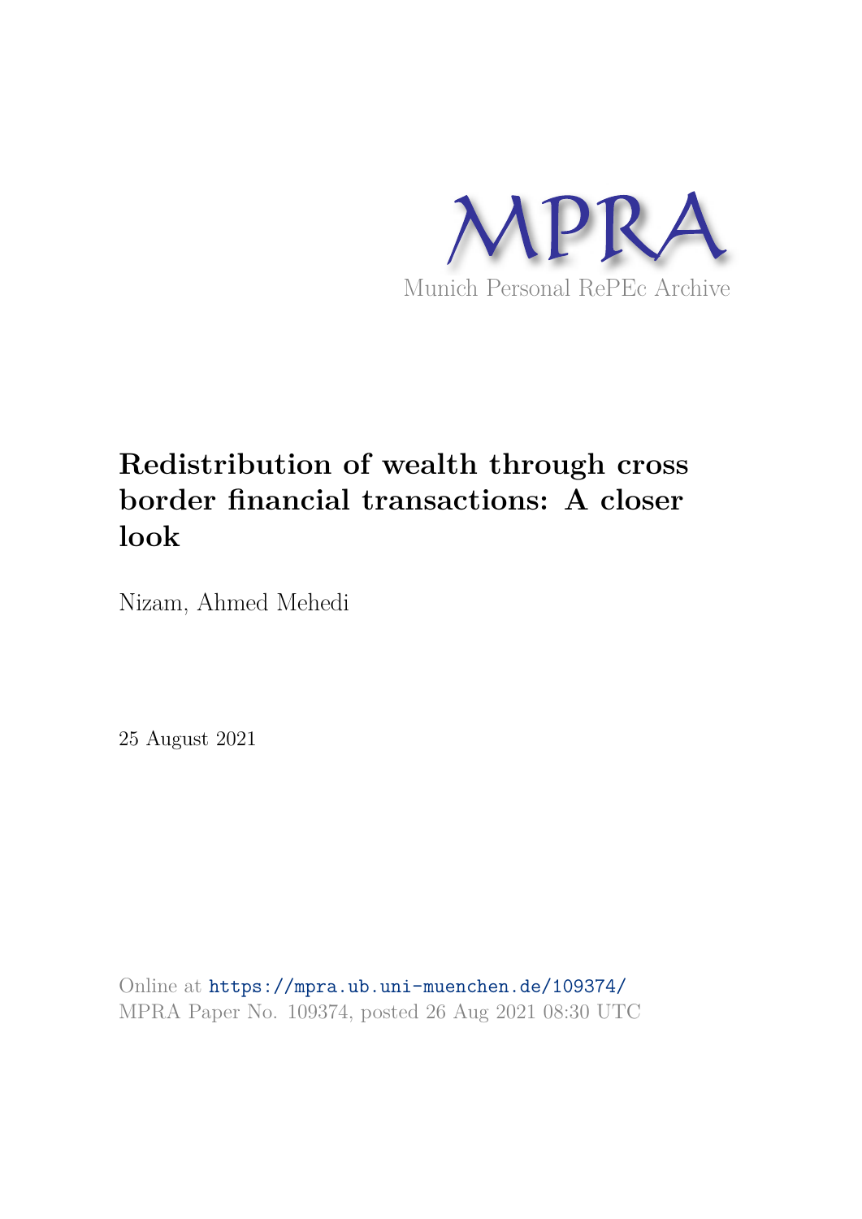MPRA

Munich Personal RePEc Archive

# Redistribution of wealth through cross border financial transactions: A closer look

Nizam, Ahmed Mehedi

25 August 2021

Online at https://mpra.ub.uni-muenchen.de/109374/
MPRA Paper No. 109374, posted 26 Aug 2021 08:30 UTC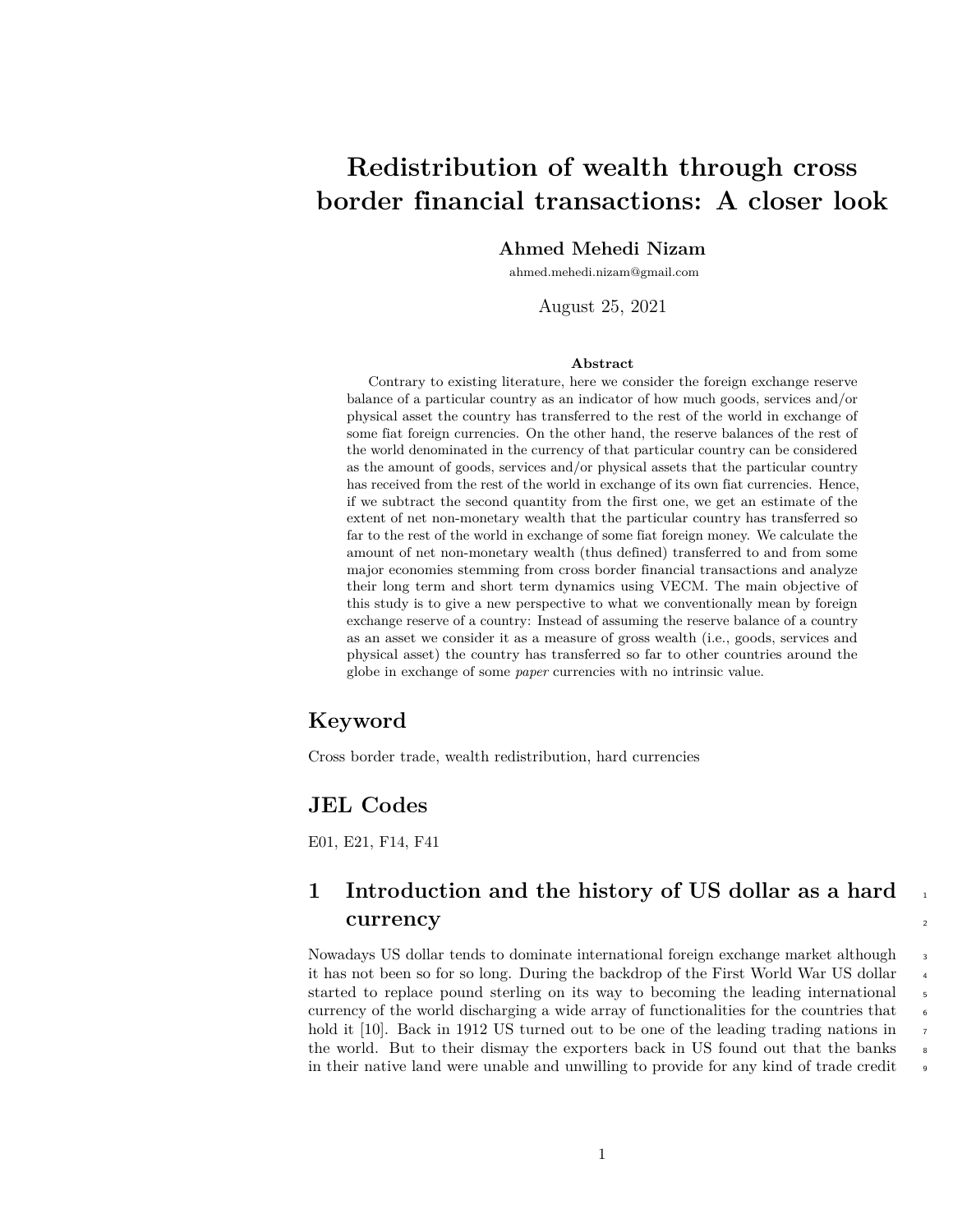# Redistribution of wealth through cross border financial transactions: A closer look

**Ahmed Mehedi Nizam**

ahmed.mehedi.nizam@gmail.com

August 25, 2021

**Abstract**

Contrary to existing literature, here we consider the foreign exchange reserve balance of a particular country as an indicator of how much goods, services and/or physical asset the country has transferred to the rest of the world in exchange of some fiat foreign currencies. On the other hand, the reserve balances of the rest of the world denominated in the currency of that particular country can be considered as the amount of goods, services and/or physical assets that the particular country has received from the rest of the world in exchange of its own fiat currencies. Hence, if we subtract the second quantity from the first one, we get an estimate of the extent of net non-monetary wealth that the particular country has transferred so far to the rest of the world in exchange of some fiat foreign money. We calculate the amount of net non-monetary wealth (thus defined) transferred to and from some major economies stemming from cross border financial transactions and analyze their long term and short term dynamics using VECM. The main objective of this study is to give a new perspective to what we conventionally mean by foreign exchange reserve of a country: Instead of assuming the reserve balance of a country as an asset we consider it as a measure of gross wealth (i.e., goods, services and physical asset) the country has transferred so far to other countries around the globe in exchange of some *paper* currencies with no intrinsic value.

## Keyword

Cross border trade, wealth redistribution, hard currencies

## JEL Codes

E01, E21, F14, F41

## 1 Introduction and the history of US dollar as a hard currency

Nowadays US dollar tends to dominate international foreign exchange market although it has not been so for so long. During the backdrop of the First World War US dollar started to replace pound sterling on its way to becoming the leading international currency of the world discharging a wide array of functionalities for the countries that hold it [10]. Back in 1912 US turned out to be one of the leading trading nations in the world. But to their dismay the exporters back in US found out that the banks in their native land were unable and unwilling to provide for any kind of trade credit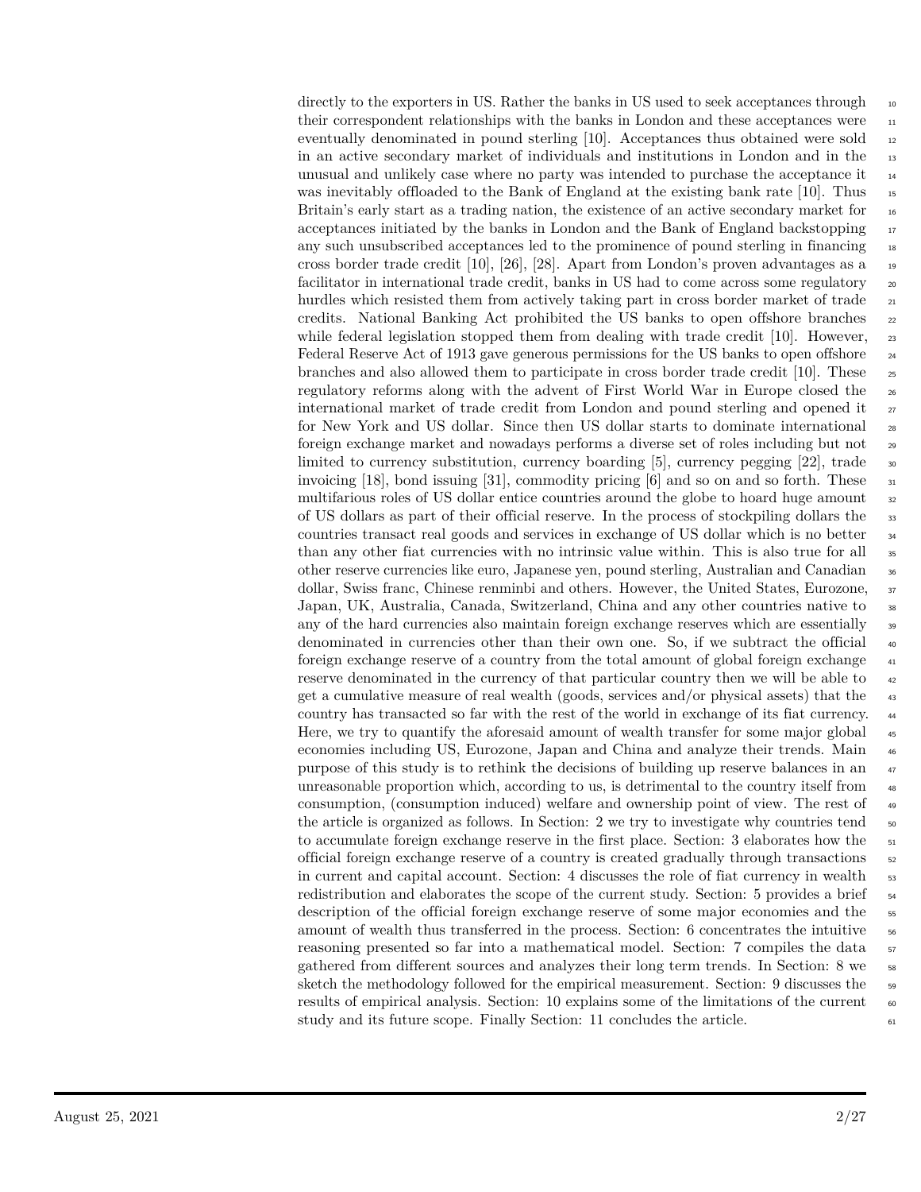directly to the exporters in US. Rather the banks in US used to seek acceptances through their correspondent relationships with the banks in London and these acceptances were eventually denominated in pound sterling [10]. Acceptances thus obtained were sold in an active secondary market of individuals and institutions in London and in the unusual and unlikely case where no party was intended to purchase the acceptance it was inevitably offloaded to the Bank of England at the existing bank rate [10]. Thus Britain's early start as a trading nation, the existence of an active secondary market for acceptances initiated by the banks in London and the Bank of England backstopping any such unsubscribed acceptances led to the prominence of pound sterling in financing cross border trade credit [10], [26], [28]. Apart from London's proven advantages as a facilitator in international trade credit, banks in US had to come across some regulatory hurdles which resisted them from actively taking part in cross border market of trade credits. National Banking Act prohibited the US banks to open offshore branches while federal legislation stopped them from dealing with trade credit [10]. However, Federal Reserve Act of 1913 gave generous permissions for the US banks to open offshore branches and also allowed them to participate in cross border trade credit [10]. These regulatory reforms along with the advent of First World War in Europe closed the international market of trade credit from London and pound sterling and opened it for New York and US dollar. Since then US dollar starts to dominate international foreign exchange market and nowadays performs a diverse set of roles including but not limited to currency substitution, currency boarding [5], currency pegging [22], trade invoicing [18], bond issuing [31], commodity pricing [6] and so on and so forth. These multifarious roles of US dollar entice countries around the globe to hoard huge amount of US dollars as part of their official reserve. In the process of stockpiling dollars the countries transact real goods and services in exchange of US dollar which is no better than any other fiat currencies with no intrinsic value within. This is also true for all other reserve currencies like euro, Japanese yen, pound sterling, Australian and Canadian dollar, Swiss franc, Chinese renminbi and others. However, the United States, Eurozone, Japan, UK, Australia, Canada, Switzerland, China and any other countries native to any of the hard currencies also maintain foreign exchange reserves which are essentially denominated in currencies other than their own one. So, if we subtract the official foreign exchange reserve of a country from the total amount of global foreign exchange reserve denominated in the currency of that particular country then we will be able to get a cumulative measure of real wealth (goods, services and/or physical assets) that the country has transacted so far with the rest of the world in exchange of its fiat currency. Here, we try to quantify the aforesaid amount of wealth transfer for some major global economies including US, Eurozone, Japan and China and analyze their trends. Main purpose of this study is to rethink the decisions of building up reserve balances in an unreasonable proportion which, according to us, is detrimental to the country itself from consumption, (consumption induced) welfare and ownership point of view. The rest of the article is organized as follows. In Section: 2 we try to investigate why countries tend to accumulate foreign exchange reserve in the first place. Section: 3 elaborates how the official foreign exchange reserve of a country is created gradually through transactions in current and capital account. Section: 4 discusses the role of fiat currency in wealth redistribution and elaborates the scope of the current study. Section: 5 provides a brief description of the official foreign exchange reserve of some major economies and the amount of wealth thus transferred in the process. Section: 6 concentrates the intuitive reasoning presented so far into a mathematical model. Section: 7 compiles the data gathered from different sources and analyzes their long term trends. In Section: 8 we sketch the methodology followed for the empirical measurement. Section: 9 discusses the results of empirical analysis. Section: 10 explains some of the limitations of the current study and its future scope. Finally Section: 11 concludes the article.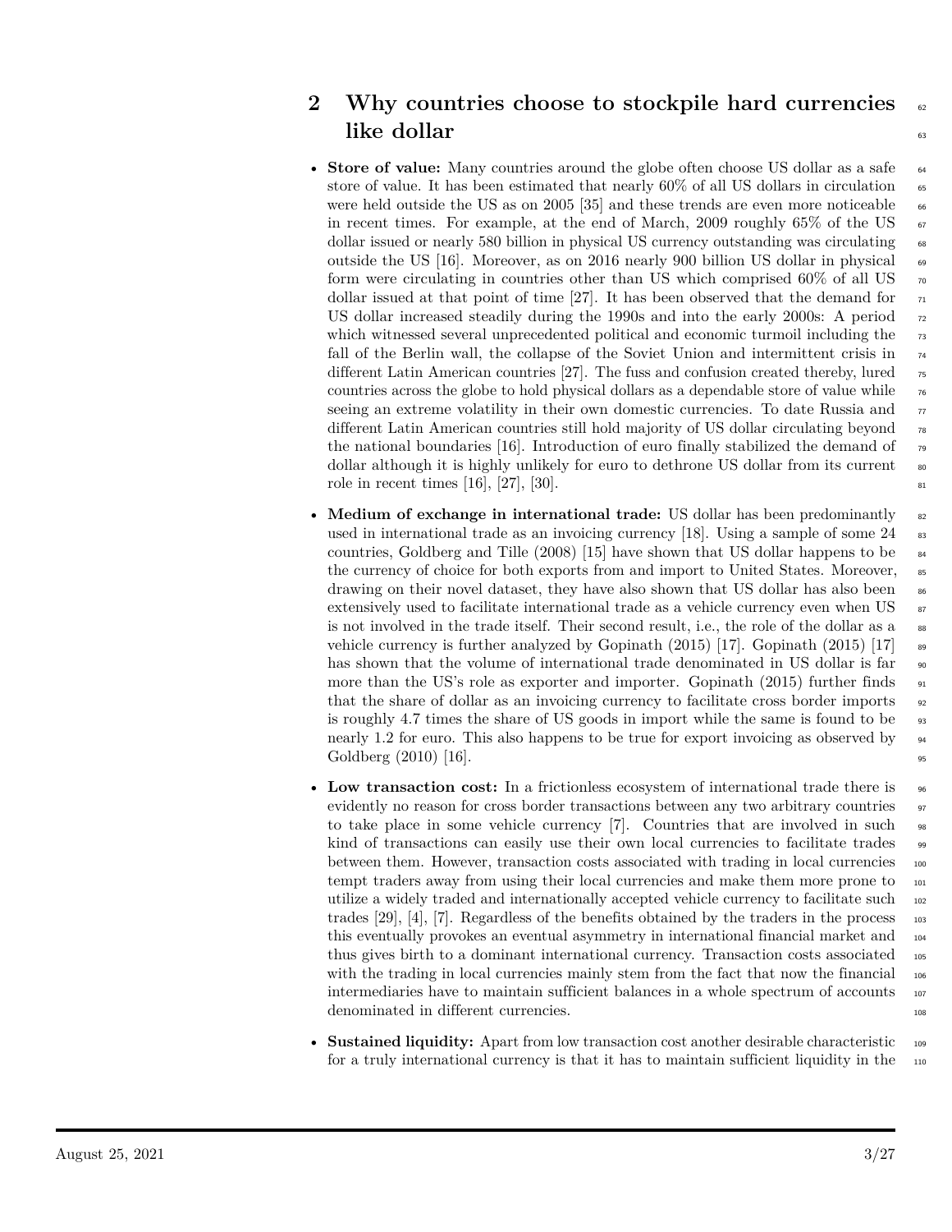## 2 Why countries choose to stockpile hard currencies like dollar

- **Store of value:** Many countries around the globe often choose US dollar as a safe store of value. It has been estimated that nearly 60% of all US dollars in circulation were held outside the US as on 2005 [35] and these trends are even more noticeable in recent times. For example, at the end of March, 2009 roughly 65% of the US dollar issued or nearly 580 billion in physical US currency outstanding was circulating outside the US [16]. Moreover, as on 2016 nearly 900 billion US dollar in physical form were circulating in countries other than US which comprised 60% of all US dollar issued at that point of time [27]. It has been observed that the demand for US dollar increased steadily during the 1990s and into the early 2000s: A period which witnessed several unprecedented political and economic turmoil including the fall of the Berlin wall, the collapse of the Soviet Union and intermittent crisis in different Latin American countries [27]. The fuss and confusion created thereby, lured countries across the globe to hold physical dollars as a dependable store of value while seeing an extreme volatility in their own domestic currencies. To date Russia and different Latin American countries still hold majority of US dollar circulating beyond the national boundaries [16]. Introduction of euro finally stabilized the demand of dollar although it is highly unlikely for euro to dethrone US dollar from its current role in recent times [16], [27], [30].

- **Medium of exchange in international trade:** US dollar has been predominantly used in international trade as an invoicing currency [18]. Using a sample of some 24 countries, Goldberg and Tille (2008) [15] have shown that US dollar happens to be the currency of choice for both exports from and import to United States. Moreover, drawing on their novel dataset, they have also shown that US dollar has also been extensively used to facilitate international trade as a vehicle currency even when US is not involved in the trade itself. Their second result, i.e., the role of the dollar as a vehicle currency is further analyzed by Gopinath (2015) [17]. Gopinath (2015) [17] has shown that the volume of international trade denominated in US dollar is far more than the US's role as exporter and importer. Gopinath (2015) further finds that the share of dollar as an invoicing currency to facilitate cross border imports is roughly 4.7 times the share of US goods in import while the same is found to be nearly 1.2 for euro. This also happens to be true for export invoicing as observed by Goldberg (2010) [16].

- **Low transaction cost:** In a frictionless ecosystem of international trade there is evidently no reason for cross border transactions between any two arbitrary countries to take place in some vehicle currency [7]. Countries that are involved in such kind of transactions can easily use their own local currencies to facilitate trades between them. However, transaction costs associated with trading in local currencies tempt traders away from using their local currencies and make them more prone to utilize a widely traded and internationally accepted vehicle currency to facilitate such trades [29], [4], [7]. Regardless of the benefits obtained by the traders in the process this eventually provokes an eventual asymmetry in international financial market and thus gives birth to a dominant international currency. Transaction costs associated with the trading in local currencies mainly stem from the fact that now the financial intermediaries have to maintain sufficient balances in a whole spectrum of accounts denominated in different currencies.

- **Sustained liquidity:** Apart from low transaction cost another desirable characteristic for a truly international currency is that it has to maintain sufficient liquidity in the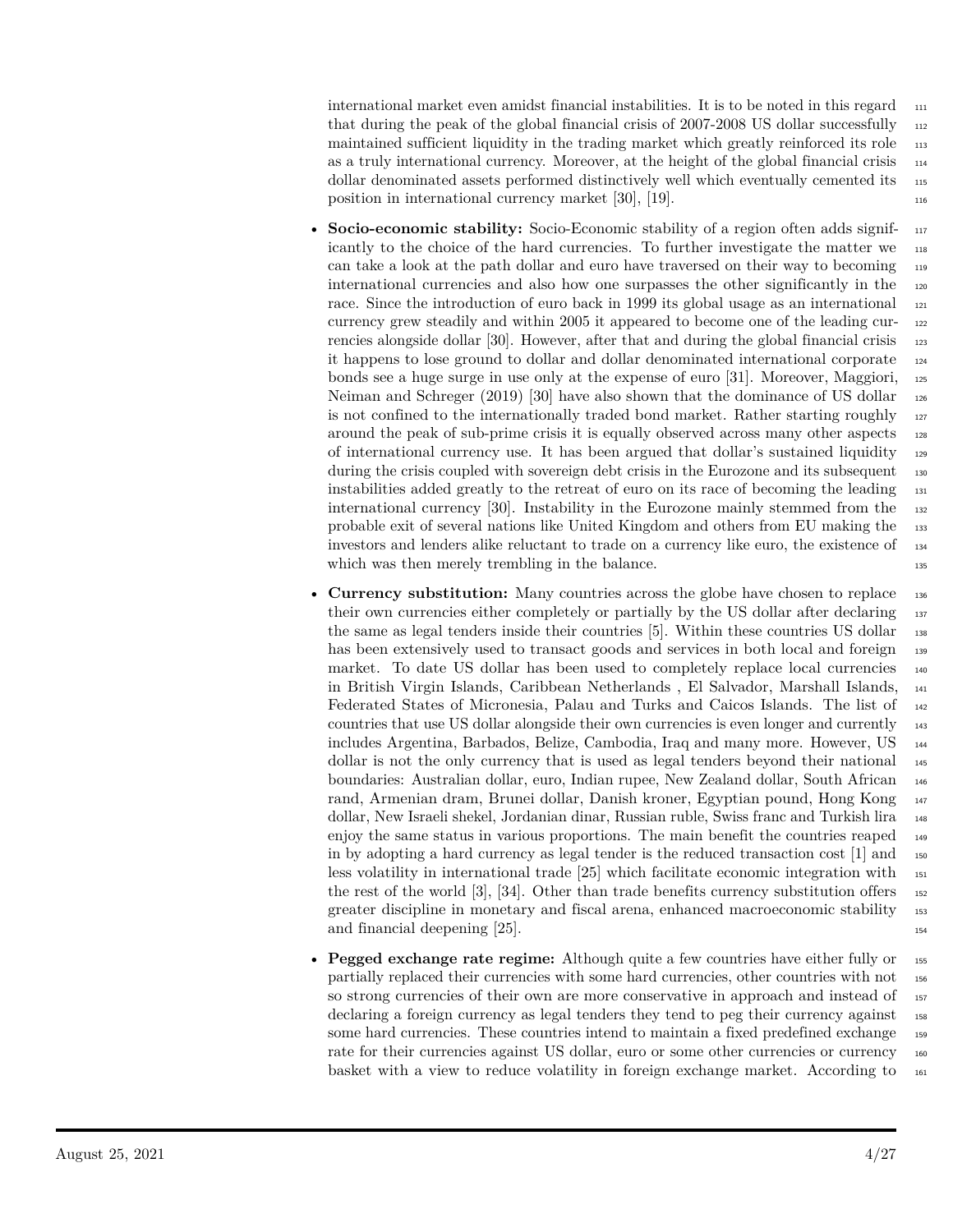international market even amidst financial instabilities. It is to be noted in this regard that during the peak of the global financial crisis of 2007-2008 US dollar successfully maintained sufficient liquidity in the trading market which greatly reinforced its role as a truly international currency. Moreover, at the height of the global financial crisis dollar denominated assets performed distinctively well which eventually cemented its position in international currency market [30], [19].

- **Socio-economic stability:** Socio-Economic stability of a region often adds significantly to the choice of the hard currencies. To further investigate the matter we can take a look at the path dollar and euro have traversed on their way to becoming international currencies and also how one surpasses the other significantly in the race. Since the introduction of euro back in 1999 its global usage as an international currency grew steadily and within 2005 it appeared to become one of the leading currencies alongside dollar [30]. However, after that and during the global financial crisis it happens to lose ground to dollar and dollar denominated international corporate bonds see a huge surge in use only at the expense of euro [31]. Moreover, Maggiori, Neiman and Schreger (2019) [30] have also shown that the dominance of US dollar is not confined to the internationally traded bond market. Rather starting roughly around the peak of sub-prime crisis it is equally observed across many other aspects of international currency use. It has been argued that dollar's sustained liquidity during the crisis coupled with sovereign debt crisis in the Eurozone and its subsequent instabilities added greatly to the retreat of euro on its race of becoming the leading international currency [30]. Instability in the Eurozone mainly stemmed from the probable exit of several nations like United Kingdom and others from EU making the investors and lenders alike reluctant to trade on a currency like euro, the existence of which was then merely trembling in the balance.
- **Currency substitution:** Many countries across the globe have chosen to replace their own currencies either completely or partially by the US dollar after declaring the same as legal tenders inside their countries [5]. Within these countries US dollar has been extensively used to transact goods and services in both local and foreign market. To date US dollar has been used to completely replace local currencies in British Virgin Islands, Caribbean Netherlands , El Salvador, Marshall Islands, Federated States of Micronesia, Palau and Turks and Caicos Islands. The list of countries that use US dollar alongside their own currencies is even longer and currently includes Argentina, Barbados, Belize, Cambodia, Iraq and many more. However, US dollar is not the only currency that is used as legal tenders beyond their national boundaries: Australian dollar, euro, Indian rupee, New Zealand dollar, South African rand, Armenian dram, Brunei dollar, Danish kroner, Egyptian pound, Hong Kong dollar, New Israeli shekel, Jordanian dinar, Russian ruble, Swiss franc and Turkish lira enjoy the same status in various proportions. The main benefit the countries reaped in by adopting a hard currency as legal tender is the reduced transaction cost [1] and less volatility in international trade [25] which facilitate economic integration with the rest of the world [3], [34]. Other than trade benefits currency substitution offers greater discipline in monetary and fiscal arena, enhanced macroeconomic stability and financial deepening [25].
- **Pegged exchange rate regime:** Although quite a few countries have either fully or partially replaced their currencies with some hard currencies, other countries with not so strong currencies of their own are more conservative in approach and instead of declaring a foreign currency as legal tenders they tend to peg their currency against some hard currencies. These countries intend to maintain a fixed predefined exchange rate for their currencies against US dollar, euro or some other currencies or currency basket with a view to reduce volatility in foreign exchange market. According to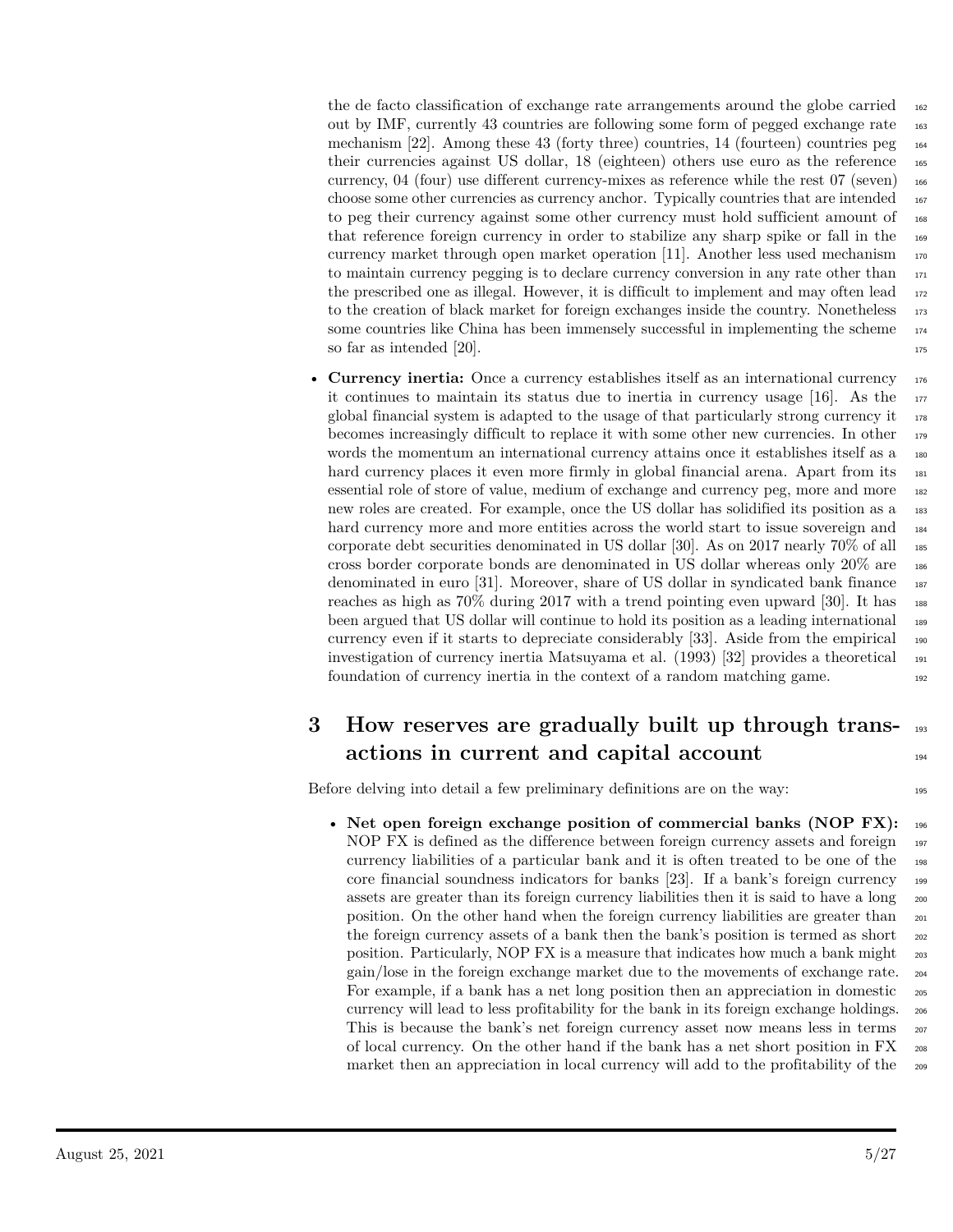the de facto classification of exchange rate arrangements around the globe carried out by IMF, currently 43 countries are following some form of pegged exchange rate mechanism [22]. Among these 43 (forty three) countries, 14 (fourteen) countries peg their currencies against US dollar, 18 (eighteen) others use euro as the reference currency, 04 (four) use different currency-mixes as reference while the rest 07 (seven) choose some other currencies as currency anchor. Typically countries that are intended to peg their currency against some other currency must hold sufficient amount of that reference foreign currency in order to stabilize any sharp spike or fall in the currency market through open market operation [11]. Another less used mechanism to maintain currency pegging is to declare currency conversion in any rate other than the prescribed one as illegal. However, it is difficult to implement and may often lead to the creation of black market for foreign exchanges inside the country. Nonetheless some countries like China has been immensely successful in implementing the scheme so far as intended [20].

- **Currency inertia:** Once a currency establishes itself as an international currency it continues to maintain its status due to inertia in currency usage [16]. As the global financial system is adapted to the usage of that particularly strong currency it becomes increasingly difficult to replace it with some other new currencies. In other words the momentum an international currency attains once it establishes itself as a hard currency places it even more firmly in global financial arena. Apart from its essential role of store of value, medium of exchange and currency peg, more and more new roles are created. For example, once the US dollar has solidified its position as a hard currency more and more entities across the world start to issue sovereign and corporate debt securities denominated in US dollar [30]. As on 2017 nearly 70% of all cross border corporate bonds are denominated in US dollar whereas only 20% are denominated in euro [31]. Moreover, share of US dollar in syndicated bank finance reaches as high as 70% during 2017 with a trend pointing even upward [30]. It has been argued that US dollar will continue to hold its position as a leading international currency even if it starts to depreciate considerably [33]. Aside from the empirical investigation of currency inertia Matsuyama et al. (1993) [32] provides a theoretical foundation of currency inertia in the context of a random matching game.

## 3 How reserves are gradually built up through transactions in current and capital account

Before delving into detail a few preliminary definitions are on the way:

- **Net open foreign exchange position of commercial banks (NOP FX):** NOP FX is defined as the difference between foreign currency assets and foreign currency liabilities of a particular bank and it is often treated to be one of the core financial soundness indicators for banks [23]. If a bank's foreign currency assets are greater than its foreign currency liabilities then it is said to have a long position. On the other hand when the foreign currency liabilities are greater than the foreign currency assets of a bank then the bank's position is termed as short position. Particularly, NOP FX is a measure that indicates how much a bank might gain/lose in the foreign exchange market due to the movements of exchange rate. For example, if a bank has a net long position then an appreciation in domestic currency will lead to less profitability for the bank in its foreign exchange holdings. This is because the bank's net foreign currency asset now means less in terms of local currency. On the other hand if the bank has a net short position in FX market then an appreciation in local currency will add to the profitability of the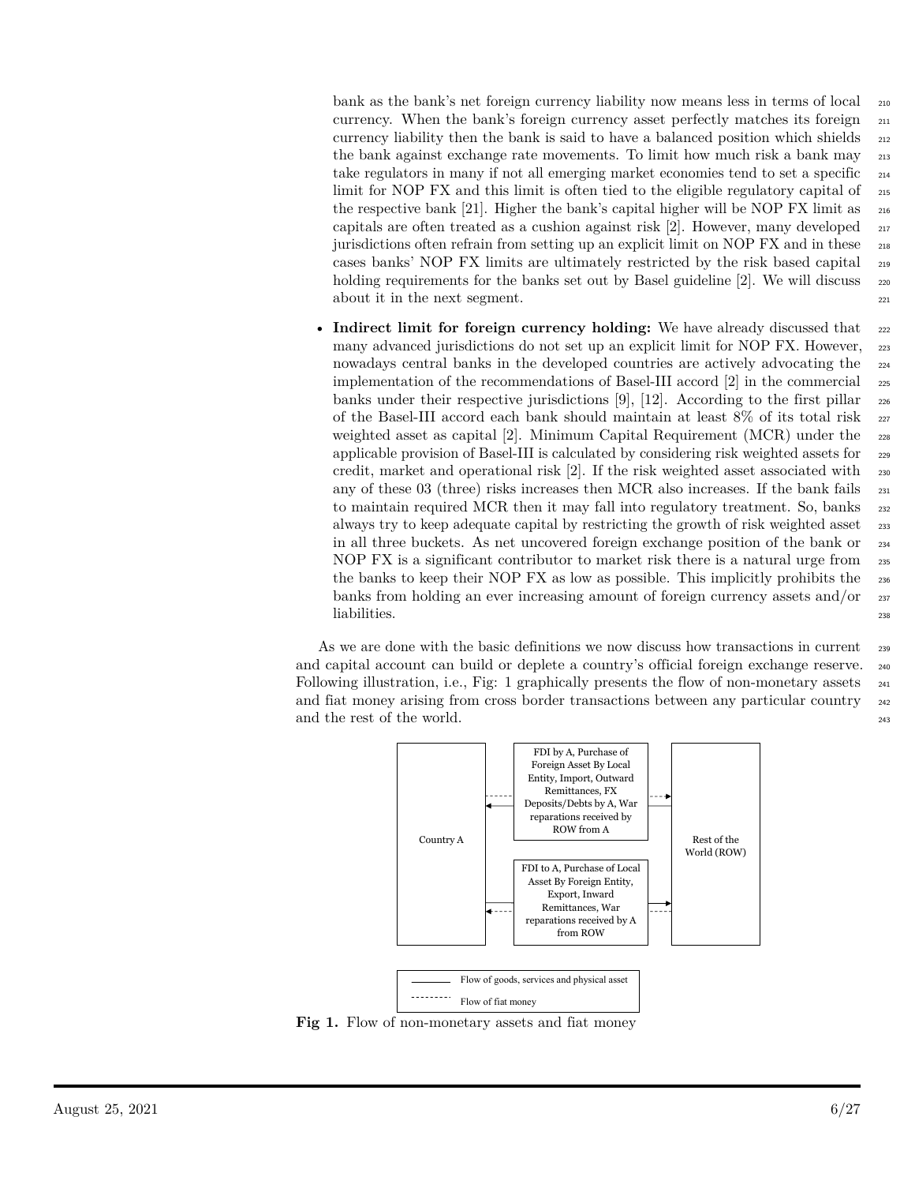bank as the bank's net foreign currency liability now means less in terms of local currency. When the bank's foreign currency asset perfectly matches its foreign currency liability then the bank is said to have a balanced position which shields the bank against exchange rate movements. To limit how much risk a bank may take regulators in many if not all emerging market economies tend to set a specific limit for NOP FX and this limit is often tied to the eligible regulatory capital of the respective bank [21]. Higher the bank's capital higher will be NOP FX limit as capitals are often treated as a cushion against risk [2]. However, many developed jurisdictions often refrain from setting up an explicit limit on NOP FX and in these cases banks' NOP FX limits are ultimately restricted by the risk based capital holding requirements for the banks set out by Basel guideline [2]. We will discuss about it in the next segment.

- **Indirect limit for foreign currency holding:** We have already discussed that many advanced jurisdictions do not set up an explicit limit for NOP FX. However, nowadays central banks in the developed countries are actively advocating the implementation of the recommendations of Basel-III accord [2] in the commercial banks under their respective jurisdictions [9], [12]. According to the first pillar of the Basel-III accord each bank should maintain at least 8% of its total risk weighted asset as capital [2]. Minimum Capital Requirement (MCR) under the applicable provision of Basel-III is calculated by considering risk weighted assets for credit, market and operational risk [2]. If the risk weighted asset associated with any of these 03 (three) risks increases then MCR also increases. If the bank fails to maintain required MCR then it may fall into regulatory treatment. So, banks always try to keep adequate capital by restricting the growth of risk weighted asset in all three buckets. As net uncovered foreign exchange position of the bank or NOP FX is a significant contributor to market risk there is a natural urge from the banks to keep their NOP FX as low as possible. This implicitly prohibits the banks from holding an ever increasing amount of foreign currency assets and/or liabilities.

As we are done with the basic definitions we now discuss how transactions in current and capital account can build or deplete a country's official foreign exchange reserve. Following illustration, i.e., Fig: 1 graphically presents the flow of non-monetary assets and fiat money arising from cross border transactions between any particular country and the rest of the world.

Country A

FDI by A, Purchase of Foreign Asset By Local Entity, Import, Outward Remittances, FX Deposits/Debts by A, War reparations received by ROW from A

FDI to A, Purchase of Local Asset By Foreign Entity, Export, Inward Remittances, War reparations received by A from ROW

Rest of the World (ROW)

Flow of goods, services and physical asset

Flow of fiat money

**Fig 1.** Flow of non-monetary assets and fiat money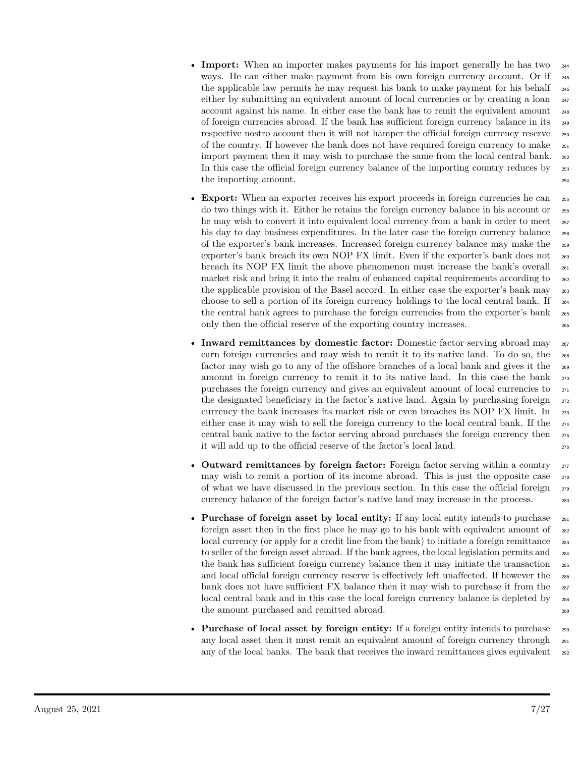- **Import:** When an importer makes payments for his import generally he has two ways. He can either make payment from his own foreign currency account. Or if the applicable law permits he may request his bank to make payment for his behalf either by submitting an equivalent amount of local currencies or by creating a loan account against his name. In either case the bank has to remit the equivalent amount of foreign currencies abroad. If the bank has sufficient foreign currency balance in its respective nostro account then it will not hamper the official foreign currency reserve of the country. If however the bank does not have required foreign currency to make import payment then it may wish to purchase the same from the local central bank. In this case the official foreign currency balance of the importing country reduces by the importing amount.

- **Export:** When an exporter receives his export proceeds in foreign currencies he can do two things with it. Either he retains the foreign currency balance in his account or he may wish to convert it into equivalent local currency from a bank in order to meet his day to day business expenditures. In the later case the foreign currency balance of the exporter's bank increases. Increased foreign currency balance may make the exporter's bank breach its own NOP FX limit. Even if the exporter's bank does not breach its NOP FX limit the above phenomenon must increase the bank's overall market risk and bring it into the realm of enhanced capital requirements according to the applicable provision of the Basel accord. In either case the exporter's bank may choose to sell a portion of its foreign currency holdings to the local central bank. If the central bank agrees to purchase the foreign currencies from the exporter's bank only then the official reserve of the exporting country increases.

- **Inward remittances by domestic factor:** Domestic factor serving abroad may earn foreign currencies and may wish to remit it to its native land. To do so, the factor may wish go to any of the offshore branches of a local bank and gives it the amount in foreign currency to remit it to its native land. In this case the bank purchases the foreign currency and gives an equivalent amount of local currencies to the designated beneficiary in the factor's native land. Again by purchasing foreign currency the bank increases its market risk or even breaches its NOP FX limit. In either case it may wish to sell the foreign currency to the local central bank. If the central bank native to the factor serving abroad purchases the foreign currency then it will add up to the official reserve of the factor's local land.

- **Outward remittances by foreign factor:** Foreign factor serving within a country may wish to remit a portion of its income abroad. This is just the opposite case of what we have discussed in the previous section. In this case the official foreign currency balance of the foreign factor's native land may increase in the process.

- **Purchase of foreign asset by local entity:** If any local entity intends to purchase foreign asset then in the first place he may go to his bank with equivalent amount of local currency (or apply for a credit line from the bank) to initiate a foreign remittance to seller of the foreign asset abroad. If the bank agrees, the local legislation permits and the bank has sufficient foreign currency balance then it may initiate the transaction and local official foreign currency reserve is effectively left unaffected. If however the bank does not have sufficient FX balance then it may wish to purchase it from the local central bank and in this case the local foreign currency balance is depleted by the amount purchased and remitted abroad.

- **Purchase of local asset by foreign entity:** If a foreign entity intends to purchase any local asset then it must remit an equivalent amount of foreign currency through any of the local banks. The bank that receives the inward remittances gives equivalent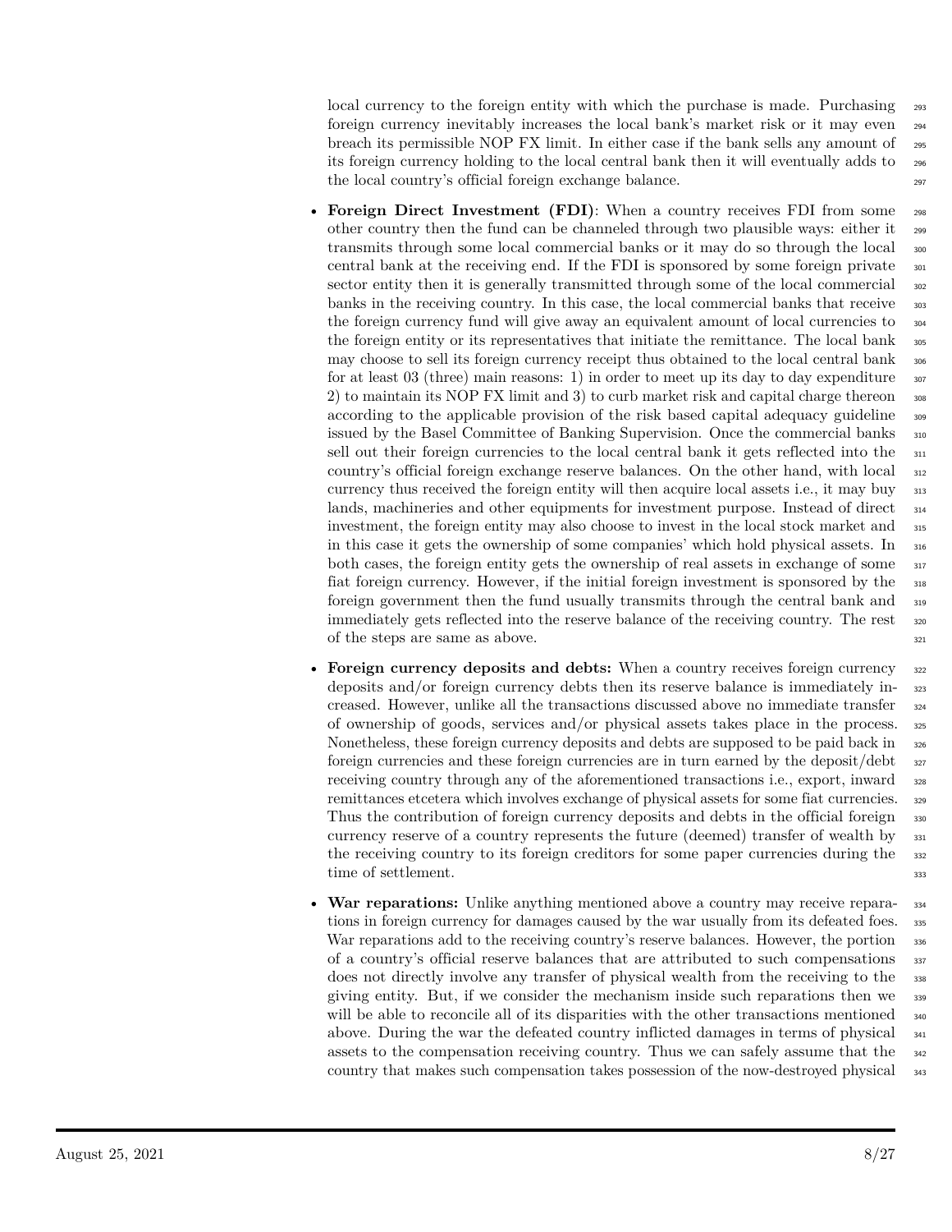local currency to the foreign entity with which the purchase is made. Purchasing foreign currency inevitably increases the local bank's market risk or it may even breach its permissible NOP FX limit. In either case if the bank sells any amount of its foreign currency holding to the local central bank then it will eventually adds to the local country's official foreign exchange balance.

- **Foreign Direct Investment (FDI)**: When a country receives FDI from some other country then the fund can be channeled through two plausible ways: either it transmits through some local commercial banks or it may do so through the local central bank at the receiving end. If the FDI is sponsored by some foreign private sector entity then it is generally transmitted through some of the local commercial banks in the receiving country. In this case, the local commercial banks that receive the foreign currency fund will give away an equivalent amount of local currencies to the foreign entity or its representatives that initiate the remittance. The local bank may choose to sell its foreign currency receipt thus obtained to the local central bank for at least 03 (three) main reasons: 1) in order to meet up its day to day expenditure 2) to maintain its NOP FX limit and 3) to curb market risk and capital charge thereon according to the applicable provision of the risk based capital adequacy guideline issued by the Basel Committee of Banking Supervision. Once the commercial banks sell out their foreign currencies to the local central bank it gets reflected into the country's official foreign exchange reserve balances. On the other hand, with local currency thus received the foreign entity will then acquire local assets i.e., it may buy lands, machineries and other equipments for investment purpose. Instead of direct investment, the foreign entity may also choose to invest in the local stock market and in this case it gets the ownership of some companies' which hold physical assets. In both cases, the foreign entity gets the ownership of real assets in exchange of some fiat foreign currency. However, if the initial foreign investment is sponsored by the foreign government then the fund usually transmits through the central bank and immediately gets reflected into the reserve balance of the receiving country. The rest of the steps are same as above.

- **Foreign currency deposits and debts:** When a country receives foreign currency deposits and/or foreign currency debts then its reserve balance is immediately increased. However, unlike all the transactions discussed above no immediate transfer of ownership of goods, services and/or physical assets takes place in the process. Nonetheless, these foreign currency deposits and debts are supposed to be paid back in foreign currencies and these foreign currencies are in turn earned by the deposit/debt receiving country through any of the aforementioned transactions i.e., export, inward remittances etcetera which involves exchange of physical assets for some fiat currencies. Thus the contribution of foreign currency deposits and debts in the official foreign currency reserve of a country represents the future (deemed) transfer of wealth by the receiving country to its foreign creditors for some paper currencies during the time of settlement.

- **War reparations:** Unlike anything mentioned above a country may receive reparations in foreign currency for damages caused by the war usually from its defeated foes. War reparations add to the receiving country's reserve balances. However, the portion of a country's official reserve balances that are attributed to such compensations does not directly involve any transfer of physical wealth from the receiving to the giving entity. But, if we consider the mechanism inside such reparations then we will be able to reconcile all of its disparities with the other transactions mentioned above. During the war the defeated country inflicted damages in terms of physical assets to the compensation receiving country. Thus we can safely assume that the country that makes such compensation takes possession of the now-destroyed physical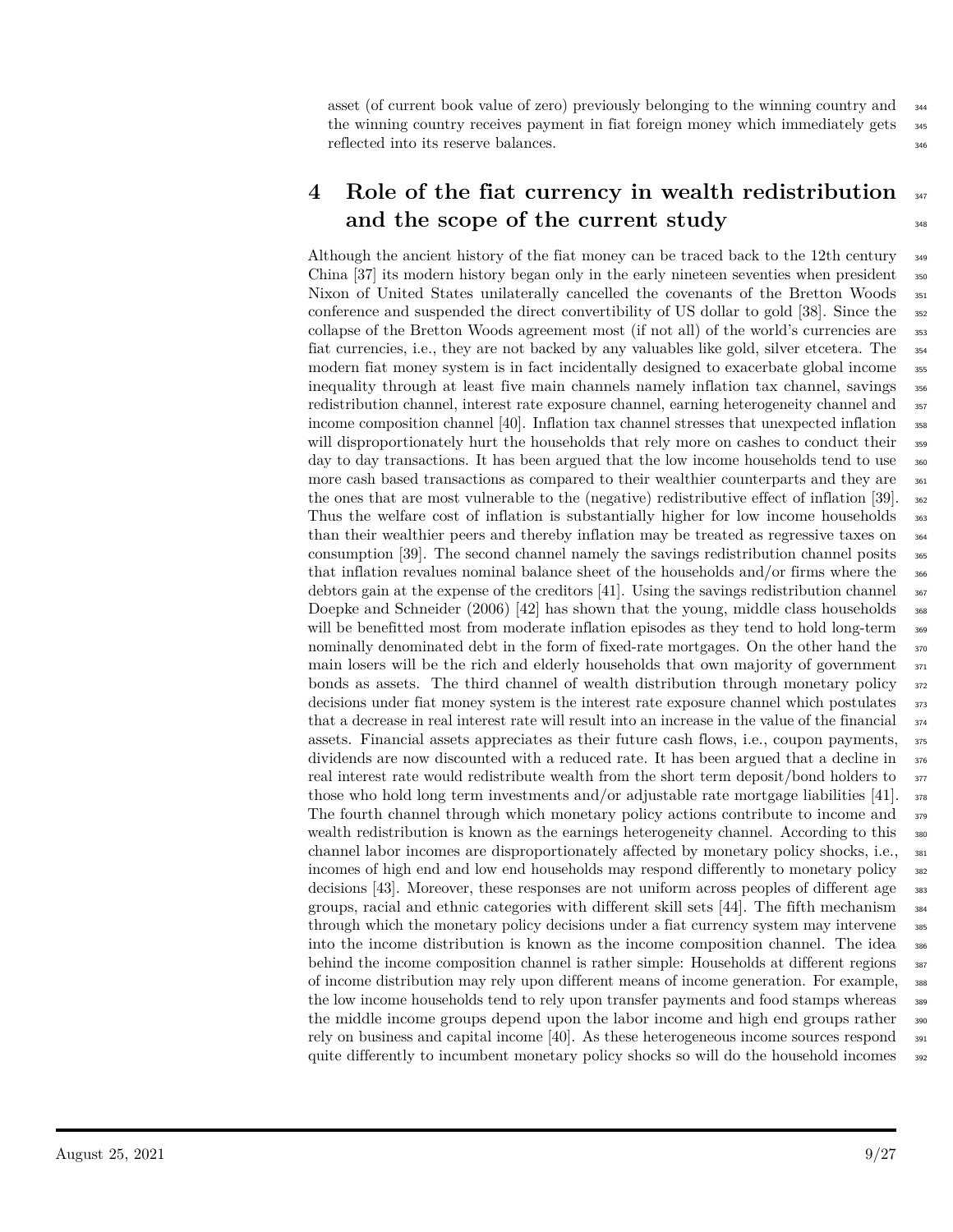asset (of current book value of zero) previously belonging to the winning country and the winning country receives payment in fiat foreign money which immediately gets reflected into its reserve balances.

## 4 Role of the fiat currency in wealth redistribution and the scope of the current study

Although the ancient history of the fiat money can be traced back to the 12th century China [37] its modern history began only in the early nineteen seventies when president Nixon of United States unilaterally cancelled the covenants of the Bretton Woods conference and suspended the direct convertibility of US dollar to gold [38]. Since the collapse of the Bretton Woods agreement most (if not all) of the world's currencies are fiat currencies, i.e., they are not backed by any valuables like gold, silver etcetera. The modern fiat money system is in fact incidentally designed to exacerbate global income inequality through at least five main channels namely inflation tax channel, savings redistribution channel, interest rate exposure channel, earning heterogeneity channel and income composition channel [40]. Inflation tax channel stresses that unexpected inflation will disproportionately hurt the households that rely more on cashes to conduct their day to day transactions. It has been argued that the low income households tend to use more cash based transactions as compared to their wealthier counterparts and they are the ones that are most vulnerable to the (negative) redistributive effect of inflation [39]. Thus the welfare cost of inflation is substantially higher for low income households than their wealthier peers and thereby inflation may be treated as regressive taxes on consumption [39]. The second channel namely the savings redistribution channel posits that inflation revalues nominal balance sheet of the households and/or firms where the debtors gain at the expense of the creditors [41]. Using the savings redistribution channel Doepke and Schneider (2006) [42] has shown that the young, middle class households will be benefitted most from moderate inflation episodes as they tend to hold long-term nominally denominated debt in the form of fixed-rate mortgages. On the other hand the main losers will be the rich and elderly households that own majority of government bonds as assets. The third channel of wealth distribution through monetary policy decisions under fiat money system is the interest rate exposure channel which postulates that a decrease in real interest rate will result into an increase in the value of the financial assets. Financial assets appreciates as their future cash flows, i.e., coupon payments, dividends are now discounted with a reduced rate. It has been argued that a decline in real interest rate would redistribute wealth from the short term deposit/bond holders to those who hold long term investments and/or adjustable rate mortgage liabilities [41]. The fourth channel through which monetary policy actions contribute to income and wealth redistribution is known as the earnings heterogeneity channel. According to this channel labor incomes are disproportionately affected by monetary policy shocks, i.e., incomes of high end and low end households may respond differently to monetary policy decisions [43]. Moreover, these responses are not uniform across peoples of different age groups, racial and ethnic categories with different skill sets [44]. The fifth mechanism through which the monetary policy decisions under a fiat currency system may intervene into the income distribution is known as the income composition channel. The idea behind the income composition channel is rather simple: Households at different regions of income distribution may rely upon different means of income generation. For example, the low income households tend to rely upon transfer payments and food stamps whereas the middle income groups depend upon the labor income and high end groups rather rely on business and capital income [40]. As these heterogeneous income sources respond quite differently to incumbent monetary policy shocks so will do the household incomes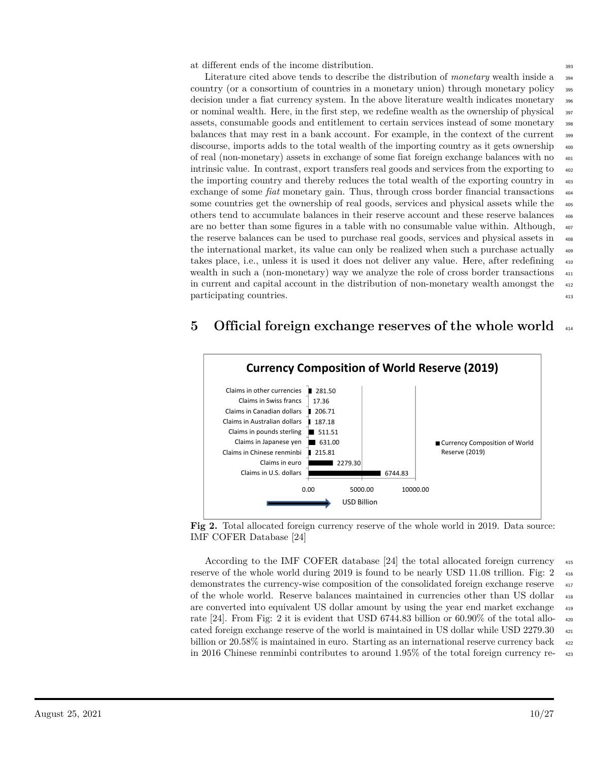at different ends of the income distribution.

Literature cited above tends to describe the distribution of *monetary* wealth inside a country (or a consortium of countries in a monetary union) through monetary policy decision under a fiat currency system. In the above literature wealth indicates monetary or nominal wealth. Here, in the first step, we redefine wealth as the ownership of physical assets, consumable goods and entitlement to certain services instead of some monetary balances that may rest in a bank account. For example, in the context of the current discourse, imports adds to the total wealth of the importing country as it gets ownership of real (non-monetary) assets in exchange of some fiat foreign exchange balances with no intrinsic value. In contrast, export transfers real goods and services from the exporting to the importing country and thereby reduces the total wealth of the exporting country in exchange of some *fiat* monetary gain. Thus, through cross border financial transactions some countries get the ownership of real goods, services and physical assets while the others tend to accumulate balances in their reserve account and these reserve balances are no better than some figures in a table with no consumable value within. Although, the reserve balances can be used to purchase real goods, services and physical assets in the international market, its value can only be realized when such a purchase actually takes place, i.e., unless it is used it does not deliver any value. Here, after redefining wealth in such a (non-monetary) way we analyze the role of cross border transactions in current and capital account in the distribution of non-monetary wealth amongst the participating countries.

## 5 Official foreign exchange reserves of the whole world

**Currency Composition of World Reserve (2019)**

| Currency | USD Billion |
|---|---|
| Claims in other currencies | 281.50 |
| Claims in Swiss francs | 17.36 |
| Claims in Canadian dollars | 206.71 |
| Claims in Australian dollars | 187.18 |
| Claims in pounds sterling | 511.51 |
| Claims in Japanese yen | 631.00 |
| Claims in Chinese renminbi | 215.81 |
| Claims in euro | 2279.30 |
| Claims in U.S. dollars | 6744.83 |

**Fig 2.** Total allocated foreign currency reserve of the whole world in 2019. Data source: IMF COFER Database [24]

According to the IMF COFER database [24] the total allocated foreign currency reserve of the whole world during 2019 is found to be nearly USD 11.08 trillion. Fig: 2 demonstrates the currency-wise composition of the consolidated foreign exchange reserve of the whole world. Reserve balances maintained in currencies other than US dollar are converted into equivalent US dollar amount by using the year end market exchange rate [24]. From Fig: 2 it is evident that USD 6744.83 billion or 60.90% of the total allocated foreign exchange reserve of the world is maintained in US dollar while USD 2279.30 billion or 20.58% is maintained in euro. Starting as an international reserve currency back in 2016 Chinese renminbi contributes to around 1.95% of the total foreign currency re-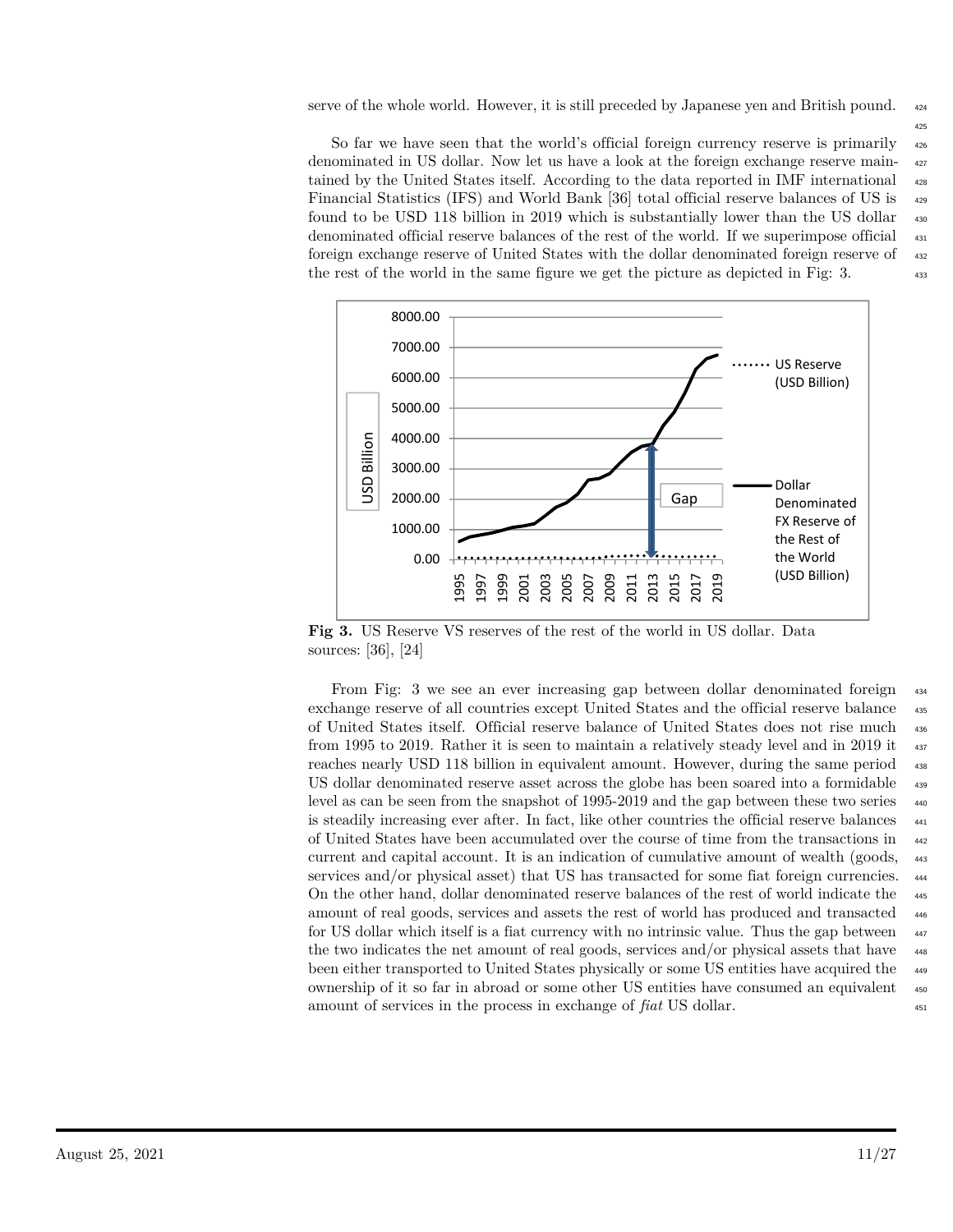serve of the whole world. However, it is still preceded by Japanese yen and British pound.

So far we have seen that the world's official foreign currency reserve is primarily denominated in US dollar. Now let us have a look at the foreign exchange reserve maintained by the United States itself. According to the data reported in IMF international Financial Statistics (IFS) and World Bank [36] total official reserve balances of US is found to be USD 118 billion in 2019 which is substantially lower than the US dollar denominated official reserve balances of the rest of the world. If we superimpose official foreign exchange reserve of United States with the dollar denominated foreign reserve of the rest of the world in the same figure we get the picture as depicted in Fig: 3.

**Fig 3.** US Reserve VS reserves of the rest of the world in US dollar. Data sources: [36], [24]

From Fig: 3 we see an ever increasing gap between dollar denominated foreign exchange reserve of all countries except United States and the official reserve balance of United States itself. Official reserve balance of United States does not rise much from 1995 to 2019. Rather it is seen to maintain a relatively steady level and in 2019 it reaches nearly USD 118 billion in equivalent amount. However, during the same period US dollar denominated reserve asset across the globe has been soared into a formidable level as can be seen from the snapshot of 1995-2019 and the gap between these two series is steadily increasing ever after. In fact, like other countries the official reserve balances of United States have been accumulated over the course of time from the transactions in current and capital account. It is an indication of cumulative amount of wealth (goods, services and/or physical asset) that US has transacted for some fiat foreign currencies. On the other hand, dollar denominated reserve balances of the rest of world indicate the amount of real goods, services and assets the rest of world has produced and transacted for US dollar which itself is a fiat currency with no intrinsic value. Thus the gap between the two indicates the net amount of real goods, services and/or physical assets that have been either transported to United States physically or some US entities have acquired the ownership of it so far in abroad or some other US entities have consumed an equivalent amount of services in the process in exchange of *fiat* US dollar.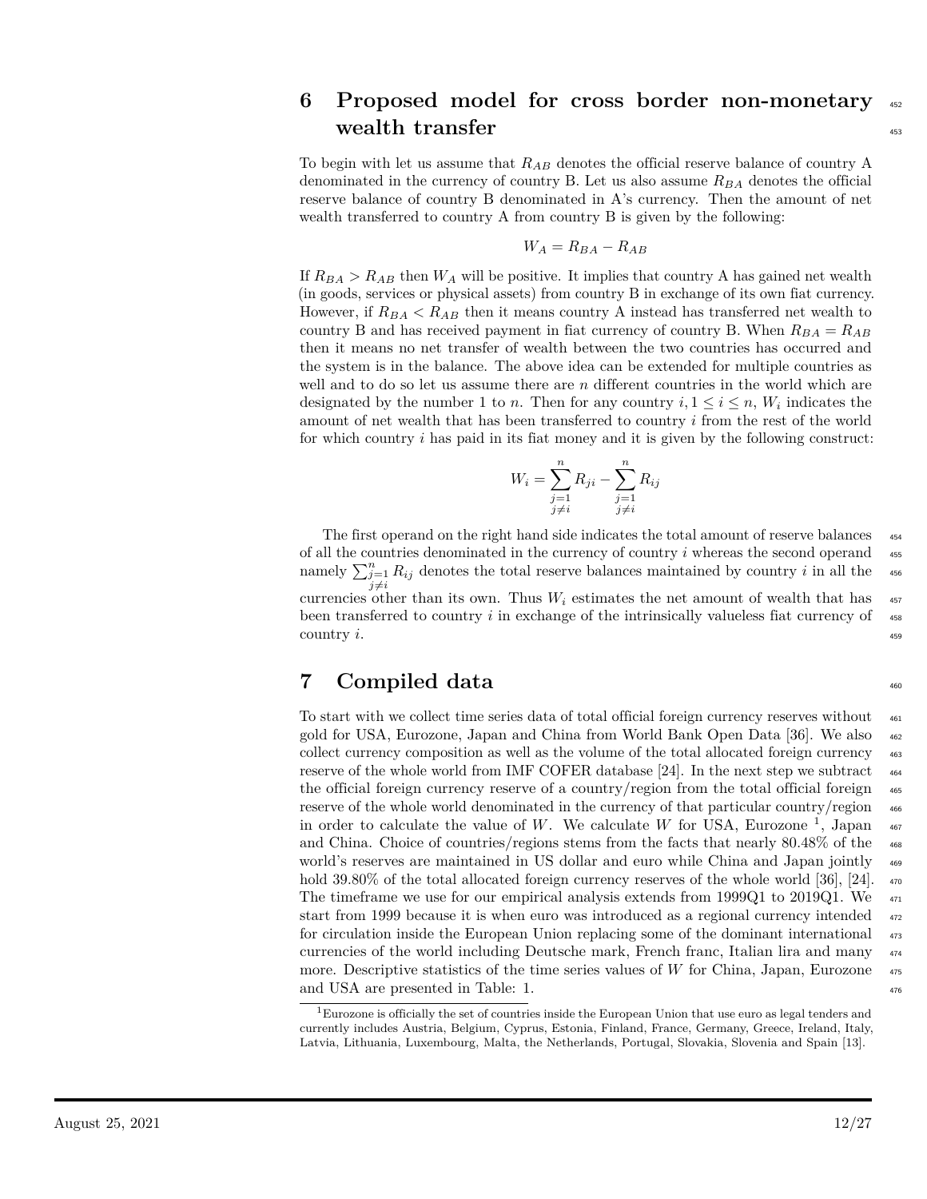# 6 Proposed model for cross border non-monetary wealth transfer

To begin with let us assume that $R_{AB}$ denotes the official reserve balance of country A denominated in the currency of country B. Let us also assume $R_{BA}$ denotes the official reserve balance of country B denominated in A's currency. Then the amount of net wealth transferred to country A from country B is given by the following:

$$W_A = R_{BA} - R_{AB}$$

If $R_{BA} > R_{AB}$ then $W_A$ will be positive. It implies that country A has gained net wealth (in goods, services or physical assets) from country B in exchange of its own fiat currency. However, if $R_{BA} < R_{AB}$ then it means country A instead has transferred net wealth to country B and has received payment in fiat currency of country B. When $R_{BA} = R_{AB}$ then it means no net transfer of wealth between the two countries has occurred and the system is in the balance. The above idea can be extended for multiple countries as well and to do so let us assume there are $n$ different countries in the world which are designated by the number 1 to $n$. Then for any country $i, 1 \leq i \leq n$, $W_i$ indicates the amount of net wealth that has been transferred to country $i$ from the rest of the world for which country $i$ has paid in its fiat money and it is given by the following construct:

$$W_i = \sum_{\substack{j=1 \\ j \neq i}}^{n} R_{ji} - \sum_{\substack{j=1 \\ j \neq i}}^{n} R_{ij}$$

The first operand on the right hand side indicates the total amount of reserve balances of all the countries denominated in the currency of country $i$ whereas the second operand namely $\sum_{\substack{j=1 \\ j \neq i}}^{n} R_{ij}$ denotes the total reserve balances maintained by country $i$ in all the currencies other than its own. Thus $W_i$ estimates the net amount of wealth that has been transferred to country $i$ in exchange of the intrinsically valueless fiat currency of country $i$.

# 7 Compiled data

To start with we collect time series data of total official foreign currency reserves without gold for USA, Eurozone, Japan and China from World Bank Open Data [36]. We also collect currency composition as well as the volume of the total allocated foreign currency reserve of the whole world from IMF COFER database [24]. In the next step we subtract the official foreign currency reserve of a country/region from the total official foreign reserve of the whole world denominated in the currency of that particular country/region in order to calculate the value of $W$. We calculate $W$ for USA, Eurozone [1], Japan and China. Choice of countries/regions stems from the facts that nearly 80.48% of the world's reserves are maintained in US dollar and euro while China and Japan jointly hold 39.80% of the total allocated foreign currency reserves of the whole world [36], [24]. The timeframe we use for our empirical analysis extends from 1999Q1 to 2019Q1. We start from 1999 because it is when euro was introduced as a regional currency intended for circulation inside the European Union replacing some of the dominant international currencies of the world including Deutsche mark, French franc, Italian lira and many more. Descriptive statistics of the time series values of $W$ for China, Japan, Eurozone and USA are presented in Table: 1.

[1] Eurozone is officially the set of countries inside the European Union that use euro as legal tenders and currently includes Austria, Belgium, Cyprus, Estonia, Finland, France, Germany, Greece, Ireland, Italy, Latvia, Lithuania, Luxembourg, Malta, the Netherlands, Portugal, Slovakia, Slovenia and Spain [13].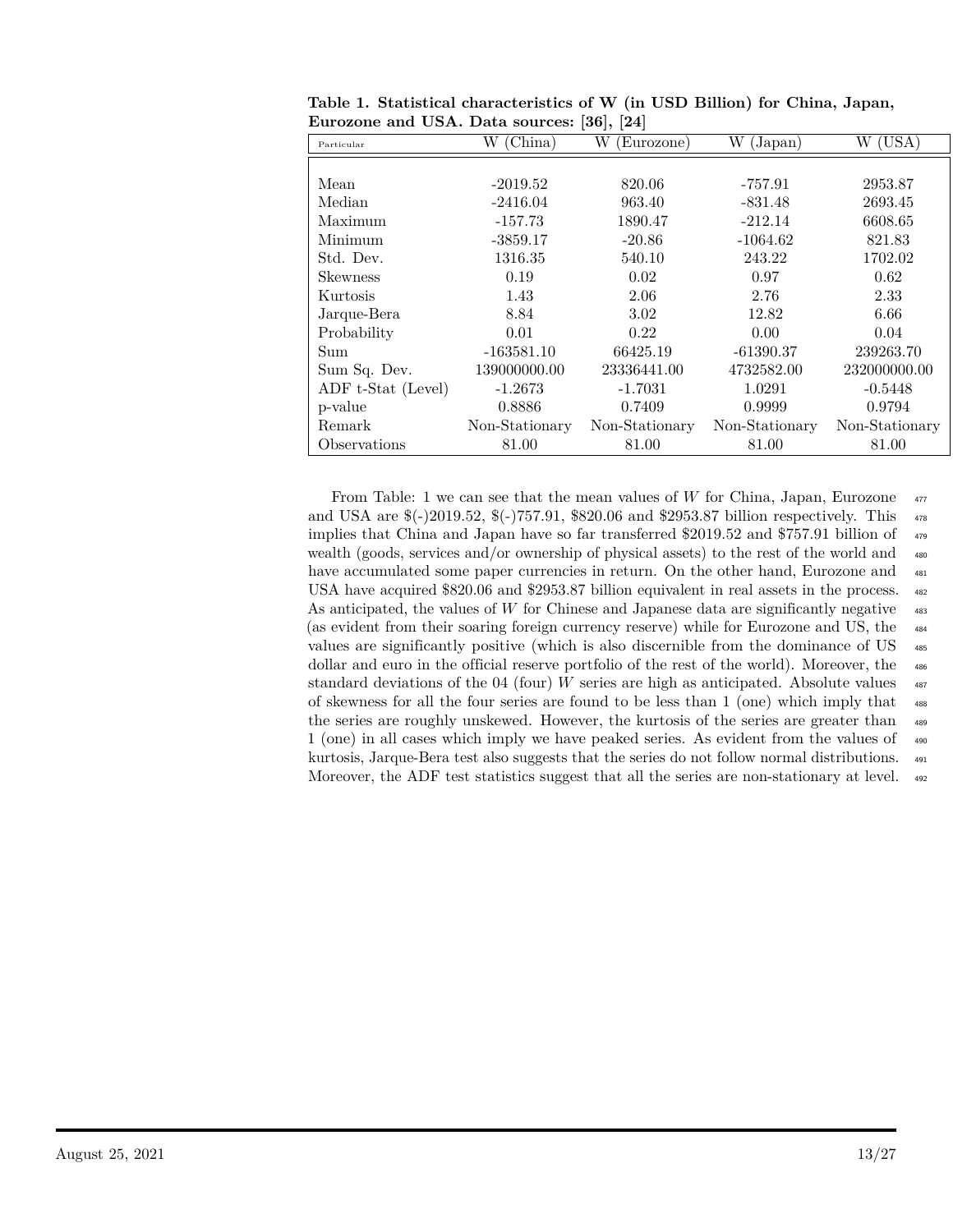**Table 1. Statistical characteristics of W (in USD Billion) for China, Japan, Eurozone and USA. Data sources: [36], [24]**

| Particular | W (China) | W (Eurozone) | W (Japan) | W (USA) |
|---|---|---|---|---|
| Mean | -2019.52 | 820.06 | -757.91 | 2953.87 |
| Median | -2416.04 | 963.40 | -831.48 | 2693.45 |
| Maximum | -157.73 | 1890.47 | -212.14 | 6608.65 |
| Minimum | -3859.17 | -20.86 | -1064.62 | 821.83 |
| Std. Dev. | 1316.35 | 540.10 | 243.22 | 1702.02 |
| Skewness | 0.19 | 0.02 | 0.97 | 0.62 |
| Kurtosis | 1.43 | 2.06 | 2.76 | 2.33 |
| Jarque-Bera | 8.84 | 3.02 | 12.82 | 6.66 |
| Probability | 0.01 | 0.22 | 0.00 | 0.04 |
| Sum | -163581.10 | 66425.19 | -61390.37 | 239263.70 |
| Sum Sq. Dev. | 139000000.00 | 23336441.00 | 4732582.00 | 232000000.00 |
| ADF t-Stat (Level) | -1.2673 | -1.7031 | 1.0291 | -0.5448 |
| p-value | 0.8886 | 0.7409 | 0.9999 | 0.9794 |
| Remark | Non-Stationary | Non-Stationary | Non-Stationary | Non-Stationary |
| Observations | 81.00 | 81.00 | 81.00 | 81.00 |

From Table: 1 we can see that the mean values of $W$ for China, Japan, Eurozone and USA are \$(-)2019.52, \$(-)757.91, \$820.06 and \$2953.87 billion respectively. This implies that China and Japan have so far transferred \$2019.52 and \$757.91 billion of wealth (goods, services and/or ownership of physical assets) to the rest of the world and have accumulated some paper currencies in return. On the other hand, Eurozone and USA have acquired \$820.06 and \$2953.87 billion equivalent in real assets in the process. As anticipated, the values of $W$ for Chinese and Japanese data are significantly negative (as evident from their soaring foreign currency reserve) while for Eurozone and US, the values are significantly positive (which is also discernible from the dominance of US dollar and euro in the official reserve portfolio of the rest of the world). Moreover, the standard deviations of the 04 (four) $W$ series are high as anticipated. Absolute values of skewness for all the four series are found to be less than 1 (one) which imply that the series are roughly unskewed. However, the kurtosis of the series are greater than 1 (one) in all cases which imply we have peaked series. As evident from the values of kurtosis, Jarque-Bera test also suggests that the series do not follow normal distributions. Moreover, the ADF test statistics suggest that all the series are non-stationary at level.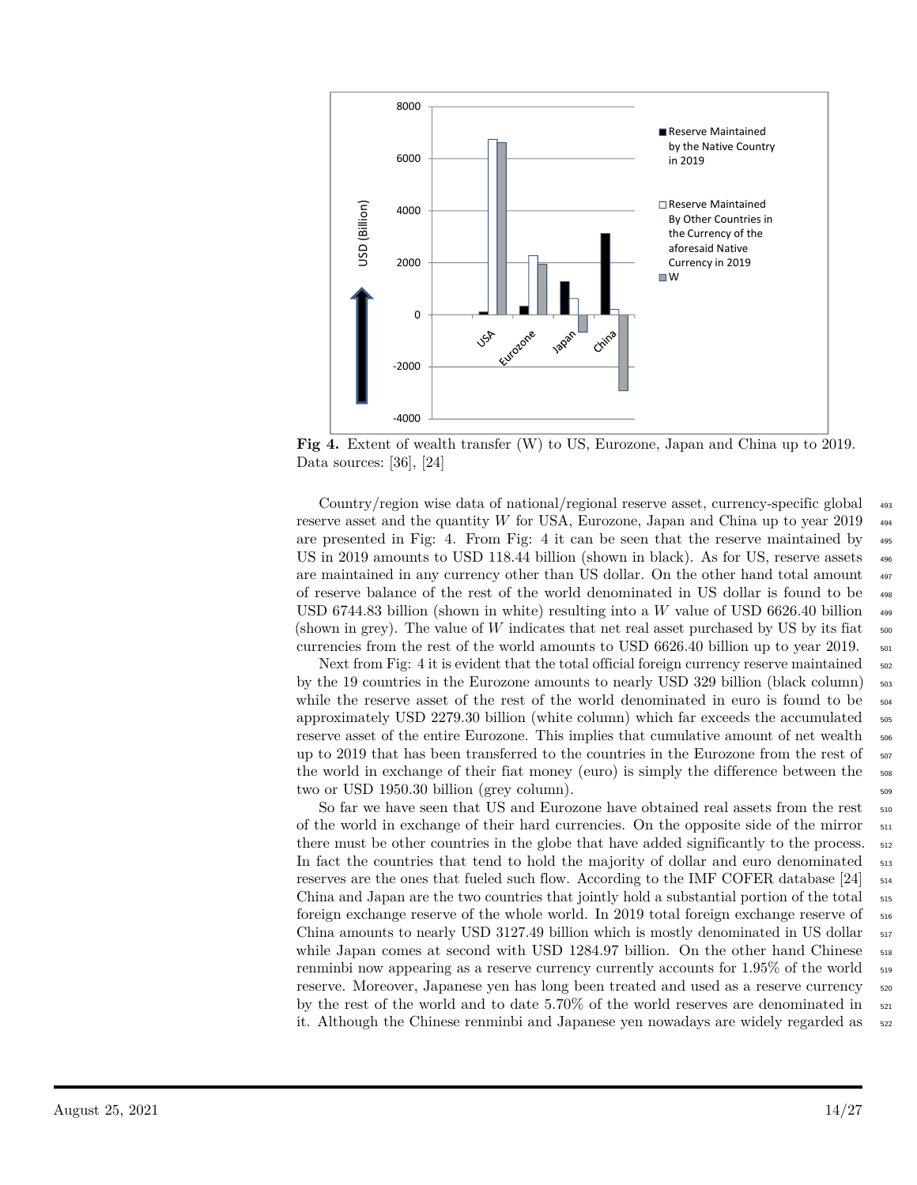**Fig 4.** Extent of wealth transfer (W) to US, Eurozone, Japan and China up to 2019. Data sources: [36], [24]

Country/region wise data of national/regional reserve asset, currency-specific global reserve asset and the quantity $W$ for USA, Eurozone, Japan and China up to year 2019 are presented in Fig: 4. From Fig: 4 it can be seen that the reserve maintained by US in 2019 amounts to USD 118.44 billion (shown in black). As for US, reserve assets are maintained in any currency other than US dollar. On the other hand total amount of reserve balance of the rest of the world denominated in US dollar is found to be USD 6744.83 billion (shown in white) resulting into a $W$ value of USD 6626.40 billion (shown in grey). The value of $W$ indicates that net real asset purchased by US by its fiat currencies from the rest of the world amounts to USD 6626.40 billion up to year 2019.

Next from Fig: 4 it is evident that the total official foreign currency reserve maintained by the 19 countries in the Eurozone amounts to nearly USD 329 billion (black column) while the reserve asset of the rest of the world denominated in euro is found to be approximately USD 2279.30 billion (white column) which far exceeds the accumulated reserve asset of the entire Eurozone. This implies that cumulative amount of net wealth up to 2019 that has been transferred to the countries in the Eurozone from the rest of the world in exchange of their fiat money (euro) is simply the difference between the two or USD 1950.30 billion (grey column).

So far we have seen that US and Eurozone have obtained real assets from the rest of the world in exchange of their hard currencies. On the opposite side of the mirror there must be other countries in the globe that have added significantly to the process. In fact the countries that tend to hold the majority of dollar and euro denominated reserves are the ones that fueled such flow. According to the IMF COFER database [24] China and Japan are the two countries that jointly hold a substantial portion of the total foreign exchange reserve of the whole world. In 2019 total foreign exchange reserve of China amounts to nearly USD 3127.49 billion which is mostly denominated in US dollar while Japan comes at second with USD 1284.97 billion. On the other hand Chinese renminbi now appearing as a reserve currency currently accounts for 1.95% of the world reserve. Moreover, Japanese yen has long been treated and used as a reserve currency by the rest of the world and to date 5.70% of the world reserves are denominated in it. Although the Chinese renminbi and Japanese yen nowadays are widely regarded as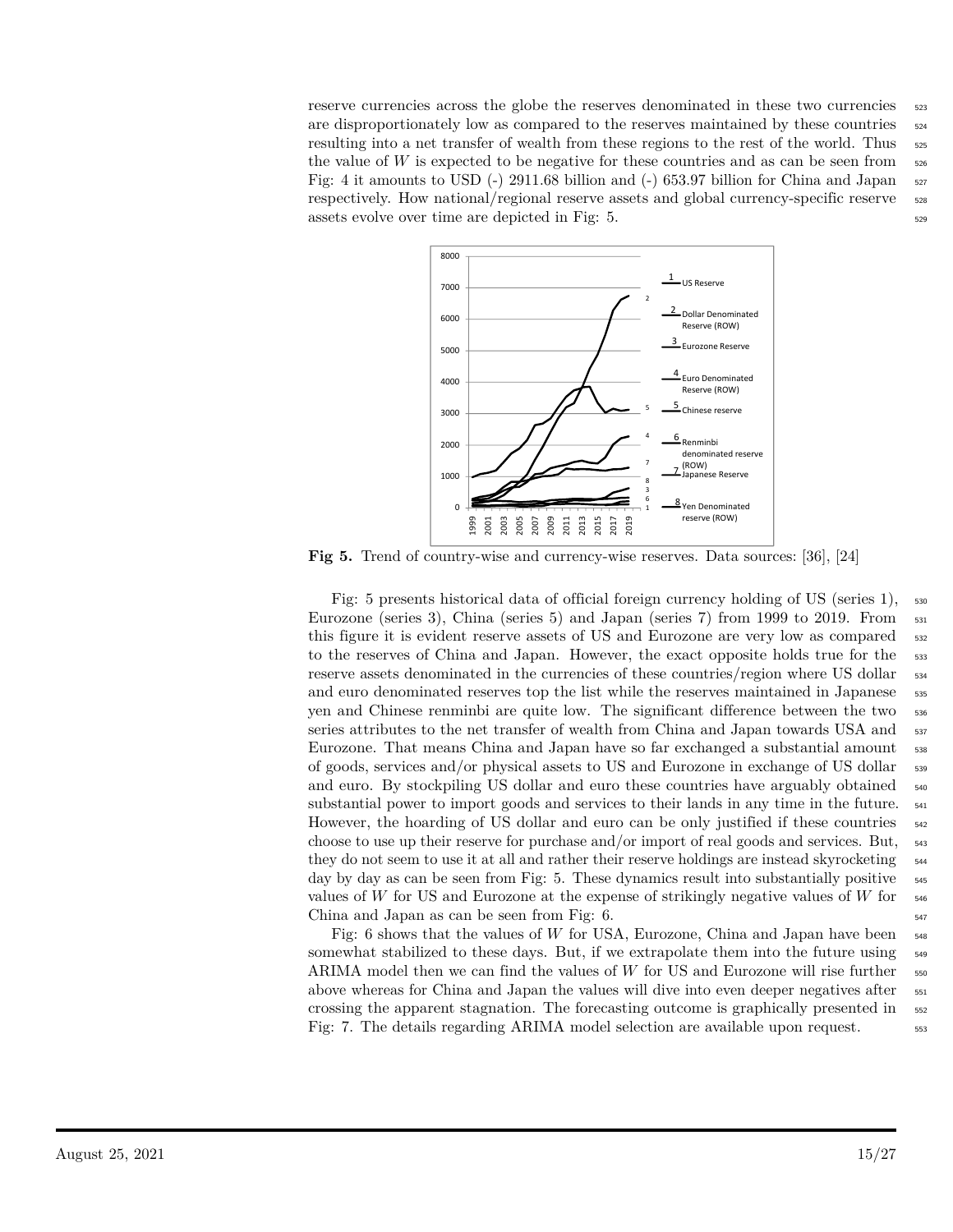reserve currencies across the globe the reserves denominated in these two currencies are disproportionately low as compared to the reserves maintained by these countries resulting into a net transfer of wealth from these regions to the rest of the world. Thus the value of $W$ is expected to be negative for these countries and as can be seen from Fig: 4 it amounts to USD (-) 2911.68 billion and (-) 653.97 billion for China and Japan respectively. How national/regional reserve assets and global currency-specific reserve assets evolve over time are depicted in Fig: 5.

**Fig 5.** Trend of country-wise and currency-wise reserves. Data sources: [36], [24]

Fig: 5 presents historical data of official foreign currency holding of US (series 1), Eurozone (series 3), China (series 5) and Japan (series 7) from 1999 to 2019. From this figure it is evident reserve assets of US and Eurozone are very low as compared to the reserves of China and Japan. However, the exact opposite holds true for the reserve assets denominated in the currencies of these countries/region where US dollar and euro denominated reserves top the list while the reserves maintained in Japanese yen and Chinese renminbi are quite low. The significant difference between the two series attributes to the net transfer of wealth from China and Japan towards USA and Eurozone. That means China and Japan have so far exchanged a substantial amount of goods, services and/or physical assets to US and Eurozone in exchange of US dollar and euro. By stockpiling US dollar and euro these countries have arguably obtained substantial power to import goods and services to their lands in any time in the future. However, the hoarding of US dollar and euro can be only justified if these countries choose to use up their reserve for purchase and/or import of real goods and services. But, they do not seem to use it at all and rather their reserve holdings are instead skyrocketing day by day as can be seen from Fig: 5. These dynamics result into substantially positive values of $W$ for US and Eurozone at the expense of strikingly negative values of $W$ for China and Japan as can be seen from Fig: 6.

Fig: 6 shows that the values of $W$ for USA, Eurozone, China and Japan have been somewhat stabilized to these days. But, if we extrapolate them into the future using ARIMA model then we can find the values of $W$ for US and Eurozone will rise further above whereas for China and Japan the values will dive into even deeper negatives after crossing the apparent stagnation. The forecasting outcome is graphically presented in Fig: 7. The details regarding ARIMA model selection are available upon request.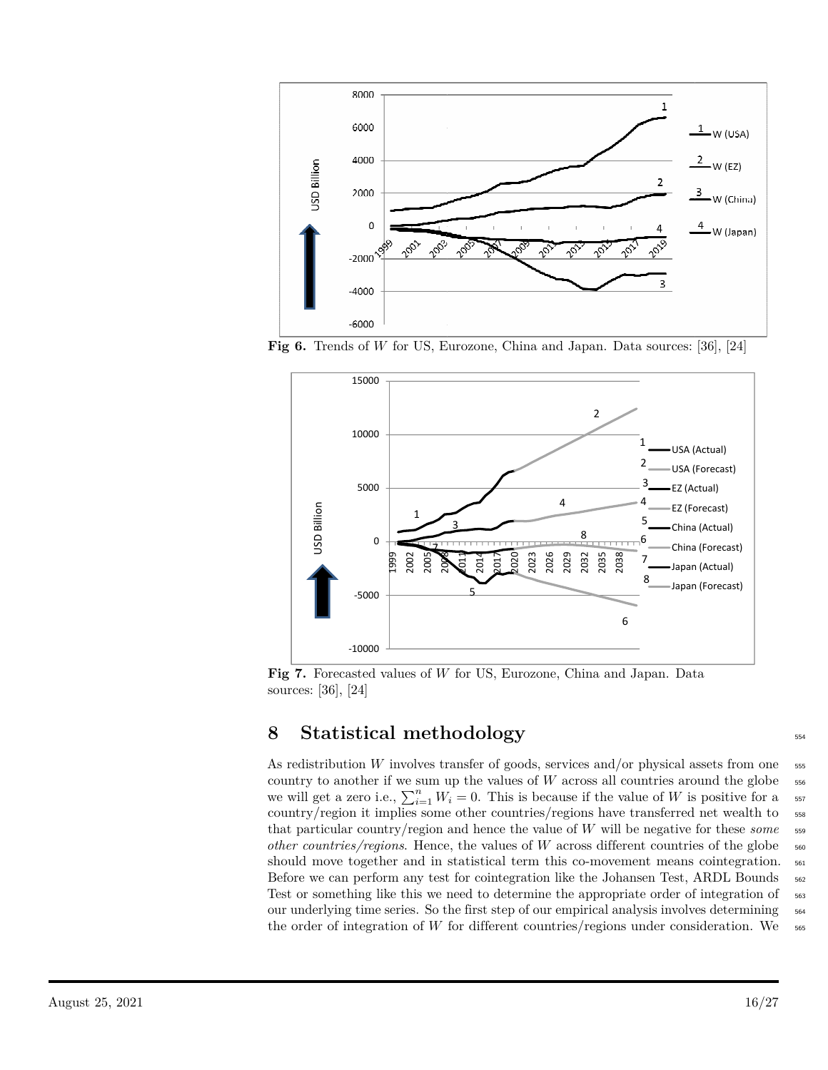Fig 6. Trends of $W$ for US, Eurozone, China and Japan. Data sources: [36], [24]

Fig 7. Forecasted values of $W$ for US, Eurozone, China and Japan. Data sources: [36], [24]

## 8 Statistical methodology

As redistribution $W$ involves transfer of goods, services and/or physical assets from one country to another if we sum up the values of $W$ across all countries around the globe we will get a zero i.e., $\sum_{i=1}^{n} W_i = 0$. This is because if the value of $W$ is positive for a country/region it implies some other countries/regions have transferred net wealth to that particular country/region and hence the value of $W$ will be negative for these *some other countries/regions*. Hence, the values of $W$ across different countries of the globe should move together and in statistical term this co-movement means cointegration. Before we can perform any test for cointegration like the Johansen Test, ARDL Bounds Test or something like this we need to determine the appropriate order of integration of our underlying time series. So the first step of our empirical analysis involves determining the order of integration of $W$ for different countries/regions under consideration. We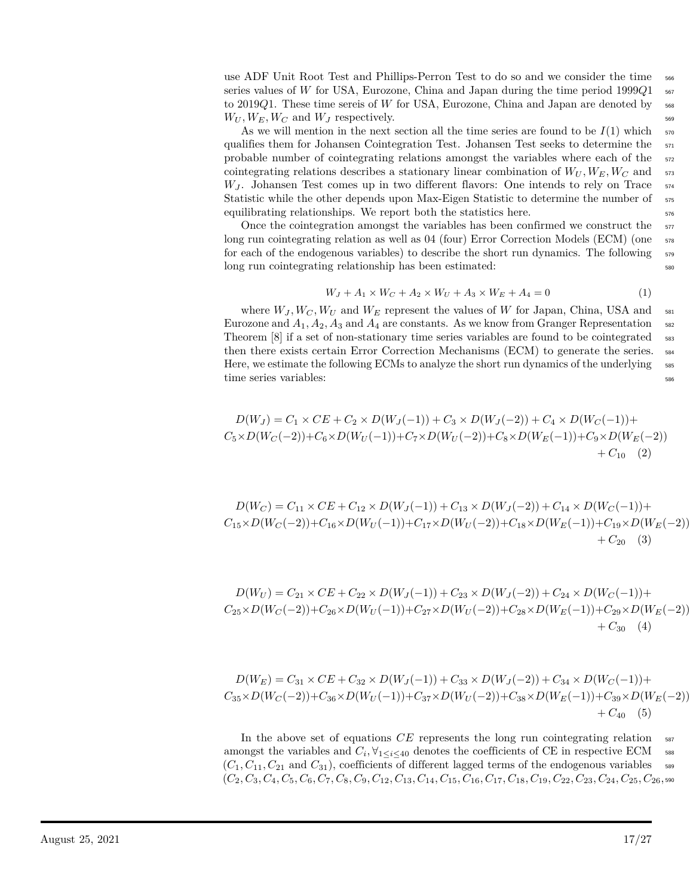use ADF Unit Root Test and Phillips-Perron Test to do so and we consider the time series values of $W$ for USA, Eurozone, China and Japan during the time period 1999$Q1$ to 2019$Q1$. These time sereis of $W$ for USA, Eurozone, China and Japan are denoted by $W_U, W_E, W_C$ and $W_J$ respectively.

As we will mention in the next section all the time series are found to be $I(1)$ which qualifies them for Johansen Cointegration Test. Johansen Test seeks to determine the probable number of cointegrating relations amongst the variables where each of the cointegrating relations describes a stationary linear combination of $W_U, W_E, W_C$ and $W_J$. Johansen Test comes up in two different flavors: One intends to rely on Trace Statistic while the other depends upon Max-Eigen Statistic to determine the number of equilibrating relationships. We report both the statistics here.

Once the cointegration amongst the variables has been confirmed we construct the long run cointegrating relation as well as 04 (four) Error Correction Models (ECM) (one for each of the endogenous variables) to describe the short run dynamics. The following long run cointegrating relationship has been estimated:

$$W_J + A_1 \times W_C + A_2 \times W_U + A_3 \times W_E + A_4 = 0 \tag{1}$$

where $W_J, W_C, W_U$ and $W_E$ represent the values of $W$ for Japan, China, USA and Eurozone and $A_1, A_2, A_3$ and $A_4$ are constants. As we know from Granger Representation Theorem [8] if a set of non-stationary time series variables are found to be cointegrated then there exists certain Error Correction Mechanisms (ECM) to generate the series. Here, we estimate the following ECMs to analyze the short run dynamics of the underlying time series variables:

$$D(W_J) = C_1 \times CE + C_2 \times D(W_J(-1)) + C_3 \times D(W_J(-2)) + C_4 \times D(W_C(-1)) + C_5 \times D(W_C(-2)) + C_6 \times D(W_U(-1)) + C_7 \times D(W_U(-2)) + C_8 \times D(W_E(-1)) + C_9 \times D(W_E(-2)) + C_{10} \tag{2}$$

$$D(W_C) = C_{11} \times CE + C_{12} \times D(W_J(-1)) + C_{13} \times D(W_J(-2)) + C_{14} \times D(W_C(-1)) + C_{15} \times D(W_C(-2)) + C_{16} \times D(W_U(-1)) + C_{17} \times D(W_U(-2)) + C_{18} \times D(W_E(-1)) + C_{19} \times D(W_E(-2)) + C_{20} \tag{3}$$

$$D(W_U) = C_{21} \times CE + C_{22} \times D(W_J(-1)) + C_{23} \times D(W_J(-2)) + C_{24} \times D(W_C(-1)) + C_{25} \times D(W_C(-2)) + C_{26} \times D(W_U(-1)) + C_{27} \times D(W_U(-2)) + C_{28} \times D(W_E(-1)) + C_{29} \times D(W_E(-2)) + C_{30} \tag{4}$$

$$D(W_E) = C_{31} \times CE + C_{32} \times D(W_J(-1)) + C_{33} \times D(W_J(-2)) + C_{34} \times D(W_C(-1)) + C_{35} \times D(W_C(-2)) + C_{36} \times D(W_U(-1)) + C_{37} \times D(W_U(-2)) + C_{38} \times D(W_E(-1)) + C_{39} \times D(W_E(-2)) + C_{40} \tag{5}$$

In the above set of equations $CE$ represents the long run cointegrating relation amongst the variables and $C_i, \forall_{1 \leq i \leq 40}$ denotes the coefficients of CE in respective ECM ($C_1, C_{11}, C_{21}$ and $C_{31}$), coefficients of different lagged terms of the endogenous variables ($C_2, C_3, C_4, C_5, C_6, C_7, C_8, C_9, C_{12}, C_{13}, C_{14}, C_{15}, C_{16}, C_{17}, C_{18}, C_{19}, C_{22}, C_{23}, C_{24}, C_{25}, C_{26},$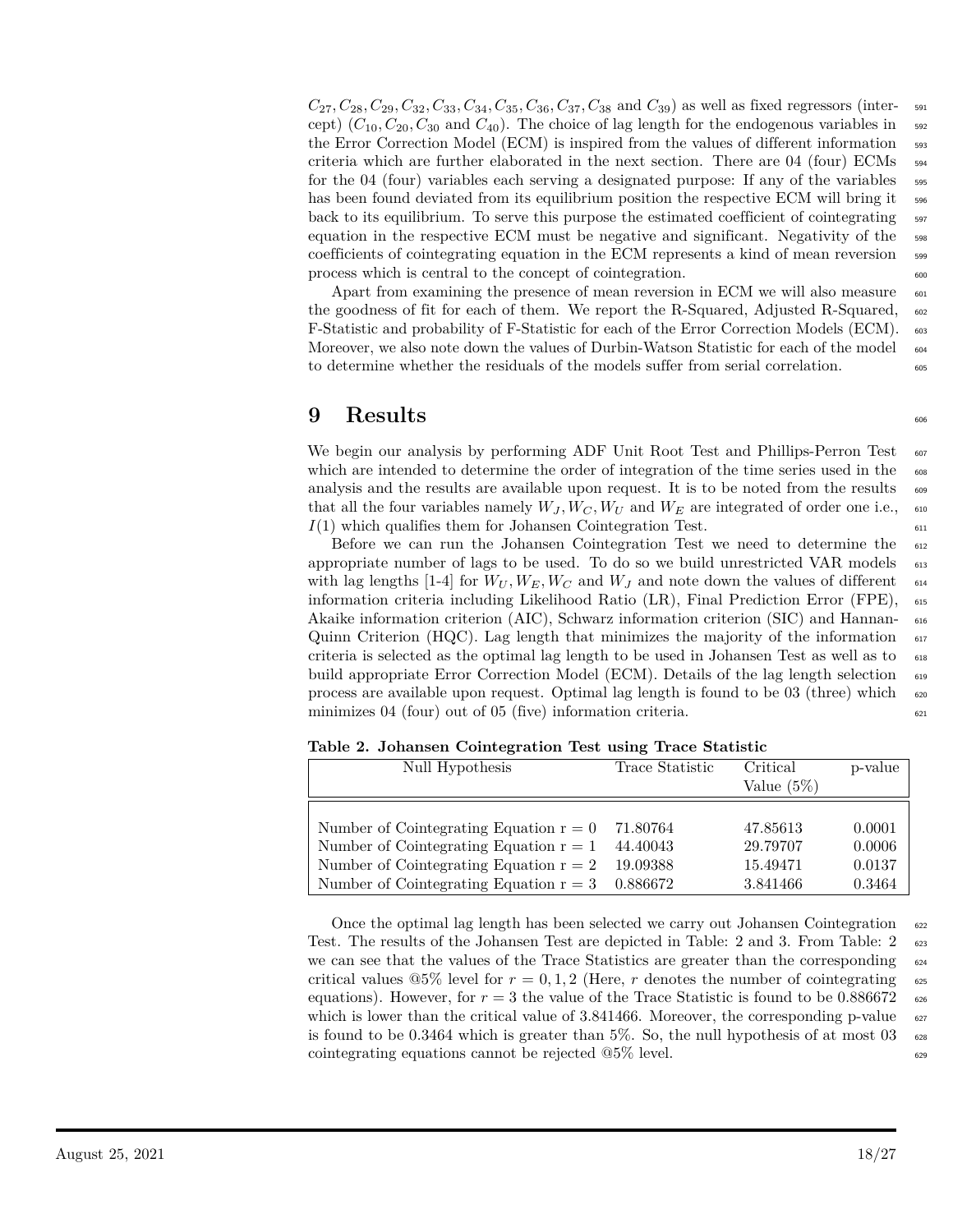$C_{27}, C_{28}, C_{29}, C_{32}, C_{33}, C_{34}, C_{35}, C_{36}, C_{37}, C_{38}$ and $C_{39}$) as well as fixed regressors (intercept) ($C_{10}, C_{20}, C_{30}$ and $C_{40}$). The choice of lag length for the endogenous variables in the Error Correction Model (ECM) is inspired from the values of different information criteria which are further elaborated in the next section. There are 04 (four) ECMs for the 04 (four) variables each serving a designated purpose: If any of the variables has been found deviated from its equilibrium position the respective ECM will bring it back to its equilibrium. To serve this purpose the estimated coefficient of cointegrating equation in the respective ECM must be negative and significant. Negativity of the coefficients of cointegrating equation in the ECM represents a kind of mean reversion process which is central to the concept of cointegration.

Apart from examining the presence of mean reversion in ECM we will also measure the goodness of fit for each of them. We report the R-Squared, Adjusted R-Squared, F-Statistic and probability of F-Statistic for each of the Error Correction Models (ECM). Moreover, we also note down the values of Durbin-Watson Statistic for each of the model to determine whether the residuals of the models suffer from serial correlation.

# 9 Results

We begin our analysis by performing ADF Unit Root Test and Phillips-Perron Test which are intended to determine the order of integration of the time series used in the analysis and the results are available upon request. It is to be noted from the results that all the four variables namely $W_J, W_C, W_U$ and $W_E$ are integrated of order one i.e., $I(1)$ which qualifies them for Johansen Cointegration Test.

Before we can run the Johansen Cointegration Test we need to determine the appropriate number of lags to be used. To do so we build unrestricted VAR models with lag lengths [1-4] for $W_U, W_E, W_C$ and $W_J$ and note down the values of different information criteria including Likelihood Ratio (LR), Final Prediction Error (FPE), Akaike information criterion (AIC), Schwarz information criterion (SIC) and Hannan-Quinn Criterion (HQC). Lag length that minimizes the majority of the information criteria is selected as the optimal lag length to be used in Johansen Test as well as to build appropriate Error Correction Model (ECM). Details of the lag length selection process are available upon request. Optimal lag length is found to be 03 (three) which minimizes 04 (four) out of 05 (five) information criteria.

**Table 2. Johansen Cointegration Test using Trace Statistic**

| Null Hypothesis | Trace Statistic | Critical Value (5%) | p-value |
|---|---|---|---|
| Number of Cointegrating Equation r = 0 | 71.80764 | 47.85613 | 0.0001 |
| Number of Cointegrating Equation r = 1 | 44.40043 | 29.79707 | 0.0006 |
| Number of Cointegrating Equation r = 2 | 19.09388 | 15.49471 | 0.0137 |
| Number of Cointegrating Equation r = 3 | 0.886672 | 3.841466 | 0.3464 |

Once the optimal lag length has been selected we carry out Johansen Cointegration Test. The results of the Johansen Test are depicted in Table: 2 and 3. From Table: 2 we can see that the values of the Trace Statistics are greater than the corresponding critical values @5% level for $r = 0, 1, 2$ (Here, $r$ denotes the number of cointegrating equations). However, for $r = 3$ the value of the Trace Statistic is found to be 0.886672 which is lower than the critical value of 3.841466. Moreover, the corresponding p-value is found to be 0.3464 which is greater than 5%. So, the null hypothesis of at most 03 cointegrating equations cannot be rejected @5% level.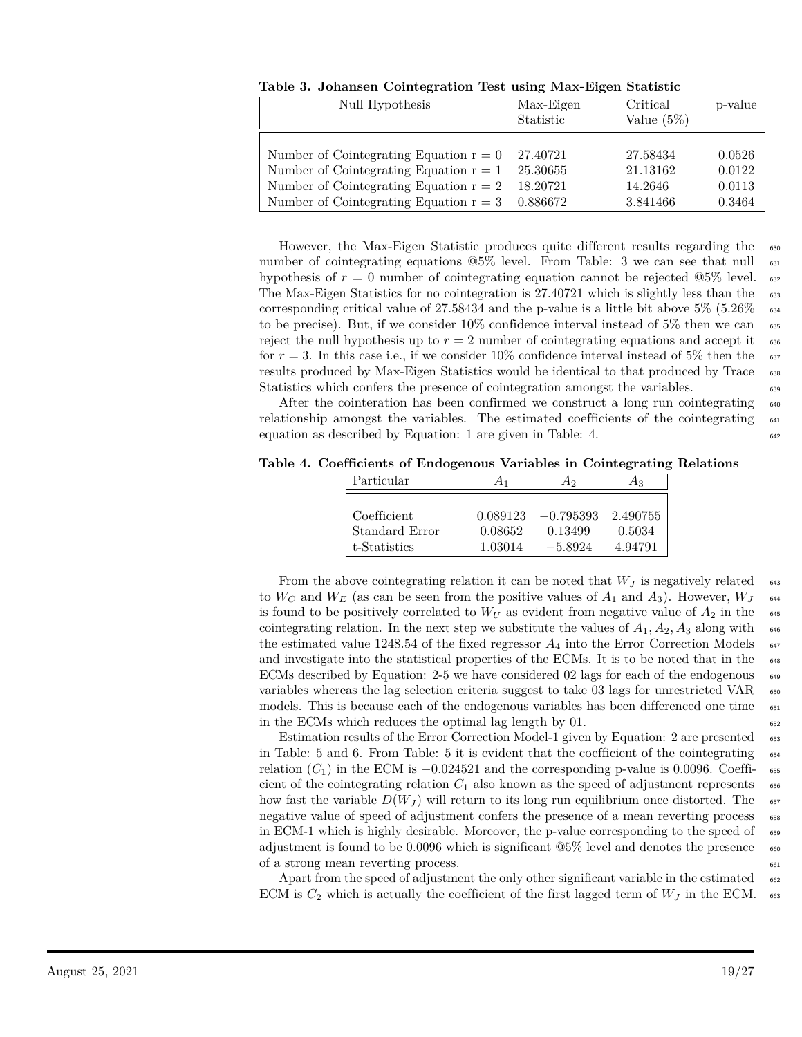**Table 3. Johansen Cointegration Test using Max-Eigen Statistic**

| Null Hypothesis | Max-Eigen Statistic | Critical Value (5%) | p-value |
|---|---|---|---|
| Number of Cointegrating Equation r = 0 | 27.40721 | 27.58434 | 0.0526 |
| Number of Cointegrating Equation r = 1 | 25.30655 | 21.13162 | 0.0122 |
| Number of Cointegrating Equation r = 2 | 18.20721 | 14.2646 | 0.0113 |
| Number of Cointegrating Equation r = 3 | 0.886672 | 3.841466 | 0.3464 |

However, the Max-Eigen Statistic produces quite different results regarding the number of cointegrating equations @5% level. From Table: 3 we can see that null hypothesis of $r = 0$ number of cointegrating equation cannot be rejected @5% level. The Max-Eigen Statistics for no cointegration is 27.40721 which is slightly less than the corresponding critical value of 27.58434 and the p-value is a little bit above 5% (5.26% to be precise). But, if we consider 10% confidence interval instead of 5% then we can reject the null hypothesis up to $r = 2$ number of cointegrating equations and accept it for $r = 3$. In this case i.e., if we consider 10% confidence interval instead of 5% then the results produced by Max-Eigen Statistics would be identical to that produced by Trace Statistics which confers the presence of cointegration amongst the variables.

After the cointeration has been confirmed we construct a long run cointegrating relationship amongst the variables. The estimated coefficients of the cointegrating equation as described by Equation: 1 are given in Table: 4.

**Table 4. Coefficients of Endogenous Variables in Cointegrating Relations**

| Particular | $A_1$ | $A_2$ | $A_3$ |
|---|---|---|---|
| Coefficient | 0.089123 | −0.795393 | 2.490755 |
| Standard Error | 0.08652 | 0.13499 | 0.5034 |
| t-Statistics | 1.03014 | −5.8924 | 4.94791 |

From the above cointegrating relation it can be noted that $W_J$ is negatively related to $W_C$ and $W_E$ (as can be seen from the positive values of $A_1$ and $A_3$). However, $W_J$ is found to be positively correlated to $W_U$ as evident from negative value of $A_2$ in the cointegrating relation. In the next step we substitute the values of $A_1, A_2, A_3$ along with the estimated value 1248.54 of the fixed regressor $A_4$ into the Error Correction Models and investigate into the statistical properties of the ECMs. It is to be noted that in the ECMs described by Equation: 2-5 we have considered 02 lags for each of the endogenous variables whereas the lag selection criteria suggest to take 03 lags for unrestricted VAR models. This is because each of the endogenous variables has been differenced one time in the ECMs which reduces the optimal lag length by 01.

Estimation results of the Error Correction Model-1 given by Equation: 2 are presented in Table: 5 and 6. From Table: 5 it is evident that the coefficient of the cointegrating relation ($C_1$) in the ECM is −0.024521 and the corresponding p-value is 0.0096. Coefficient of the cointegrating relation $C_1$ also known as the speed of adjustment represents how fast the variable $D(W_J)$ will return to its long run equilibrium once distorted. The negative value of speed of adjustment confers the presence of a mean reverting process in ECM-1 which is highly desirable. Moreover, the p-value corresponding to the speed of adjustment is found to be 0.0096 which is significant @5% level and denotes the presence of a strong mean reverting process.

Apart from the speed of adjustment the only other significant variable in the estimated ECM is $C_2$ which is actually the coefficient of the first lagged term of $W_J$ in the ECM.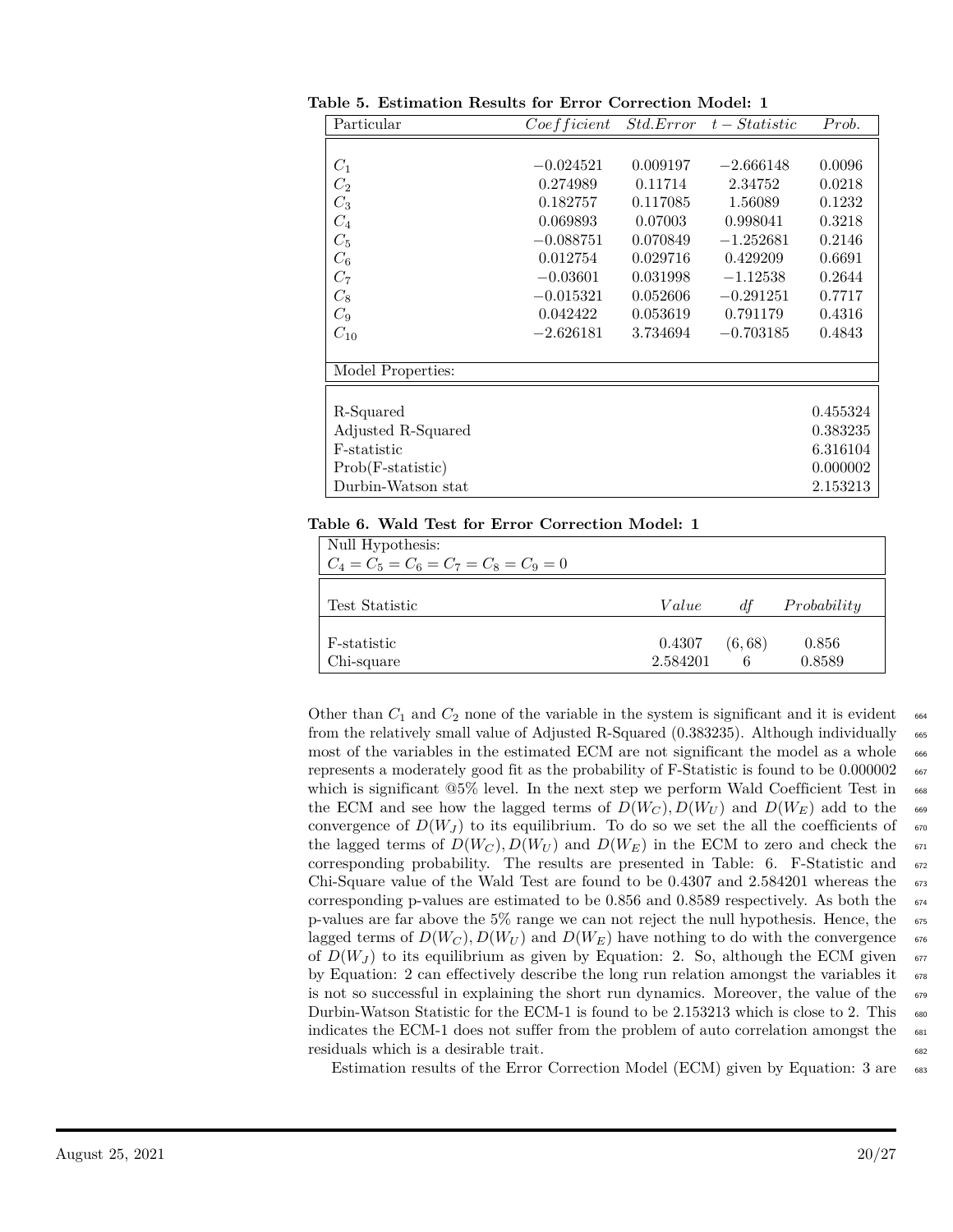**Table 5. Estimation Results for Error Correction Model: 1**

| Particular | *Coefficient* | *Std.Error* | *t − Statistic* | *Prob.* |
|---|---|---|---|---|
| $C_1$ | −0.024521 | 0.009197 | −2.666148 | 0.0096 |
| $C_2$ | 0.274989 | 0.11714 | 2.34752 | 0.0218 |
| $C_3$ | 0.182757 | 0.117085 | 1.56089 | 0.1232 |
| $C_4$ | 0.069893 | 0.07003 | 0.998041 | 0.3218 |
| $C_5$ | −0.088751 | 0.070849 | −1.252681 | 0.2146 |
| $C_6$ | 0.012754 | 0.029716 | 0.429209 | 0.6691 |
| $C_7$ | −0.03601 | 0.031998 | −1.12538 | 0.2644 |
| $C_8$ | −0.015321 | 0.052606 | −0.291251 | 0.7717 |
| $C_9$ | 0.042422 | 0.053619 | 0.791179 | 0.4316 |
| $C_{10}$ | −2.626181 | 3.734694 | −0.703185 | 0.4843 |
| Model Properties: | | | | |
| R-Squared | | | | 0.455324 |
| Adjusted R-Squared | | | | 0.383235 |
| F-statistic | | | | 6.316104 |
| Prob(F-statistic) | | | | 0.000002 |
| Durbin-Watson stat | | | | 2.153213 |

**Table 6. Wald Test for Error Correction Model: 1**

Null Hypothesis: $C_4 = C_5 = C_6 = C_7 = C_8 = C_9 = 0$

| Test Statistic | *Value* | *df* | *Probability* |
|---|---|---|---|
| F-statistic | 0.4307 | (6, 68) | 0.856 |
| Chi-square | 2.584201 | 6 | 0.8589 |

Other than $C_1$ and $C_2$ none of the variable in the system is significant and it is evident from the relatively small value of Adjusted R-Squared (0.383235). Although individually most of the variables in the estimated ECM are not significant the model as a whole represents a moderately good fit as the probability of F-Statistic is found to be 0.000002 which is significant @5% level. In the next step we perform Wald Coefficient Test in the ECM and see how the lagged terms of $D(W_C), D(W_U)$ and $D(W_E)$ add to the convergence of $D(W_J)$ to its equilibrium. To do so we set the all the coefficients of the lagged terms of $D(W_C), D(W_U)$ and $D(W_E)$ in the ECM to zero and check the corresponding probability. The results are presented in Table: 6. F-Statistic and Chi-Square value of the Wald Test are found to be 0.4307 and 2.584201 whereas the corresponding p-values are estimated to be 0.856 and 0.8589 respectively. As both the p-values are far above the 5% range we can not reject the null hypothesis. Hence, the lagged terms of $D(W_C), D(W_U)$ and $D(W_E)$ have nothing to do with the convergence of $D(W_J)$ to its equilibrium as given by Equation: 2. So, although the ECM given by Equation: 2 can effectively describe the long run relation amongst the variables it is not so successful in explaining the short run dynamics. Moreover, the value of the Durbin-Watson Statistic for the ECM-1 is found to be 2.153213 which is close to 2. This indicates the ECM-1 does not suffer from the problem of auto correlation amongst the residuals which is a desirable trait.

Estimation results of the Error Correction Model (ECM) given by Equation: 3 are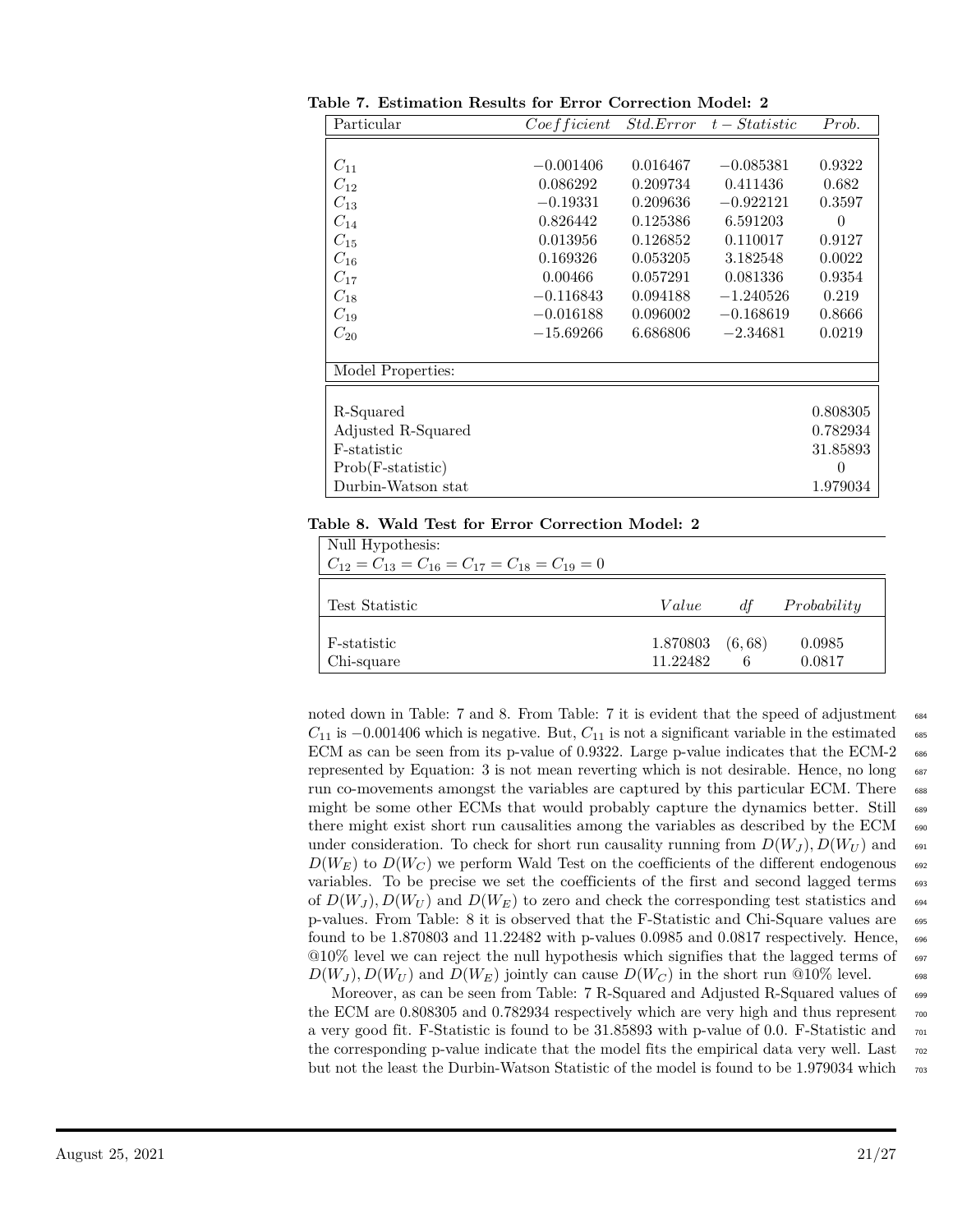**Table 7. Estimation Results for Error Correction Model: 2**

| Particular | *Coefficient* | *Std.Error* | *t − Statistic* | *Prob.* |
|---|---|---|---|---|
| $C_{11}$ | −0.001406 | 0.016467 | −0.085381 | 0.9322 |
| $C_{12}$ | 0.086292 | 0.209734 | 0.411436 | 0.682 |
| $C_{13}$ | −0.19331 | 0.209636 | −0.922121 | 0.3597 |
| $C_{14}$ | 0.826442 | 0.125386 | 6.591203 | 0 |
| $C_{15}$ | 0.013956 | 0.126852 | 0.110017 | 0.9127 |
| $C_{16}$ | 0.169326 | 0.053205 | 3.182548 | 0.0022 |
| $C_{17}$ | 0.00466 | 0.057291 | 0.081336 | 0.9354 |
| $C_{18}$ | −0.116843 | 0.094188 | −1.240526 | 0.219 |
| $C_{19}$ | −0.016188 | 0.096002 | −0.168619 | 0.8666 |
| $C_{20}$ | −15.69266 | 6.686806 | −2.34681 | 0.0219 |
| Model Properties: | | | | |
| R-Squared | | | | 0.808305 |
| Adjusted R-Squared | | | | 0.782934 |
| F-statistic | | | | 31.85893 |
| Prob(F-statistic) | | | | 0 |
| Durbin-Watson stat | | | | 1.979034 |

**Table 8. Wald Test for Error Correction Model: 2**

Null Hypothesis:
$C_{12} = C_{13} = C_{16} = C_{17} = C_{18} = C_{19} = 0$

| Test Statistic | *Value* | *df* | *Probability* |
|---|---|---|---|
| F-statistic | 1.870803 | (6, 68) | 0.0985 |
| Chi-square | 11.22482 | 6 | 0.0817 |

noted down in Table: 7 and 8. From Table: 7 it is evident that the speed of adjustment $C_{11}$ is $-0.001406$ which is negative. But, $C_{11}$ is not a significant variable in the estimated ECM as can be seen from its p-value of 0.9322. Large p-value indicates that the ECM-2 represented by Equation: 3 is not mean reverting which is not desirable. Hence, no long run co-movements amongst the variables are captured by this particular ECM. There might be some other ECMs that would probably capture the dynamics better. Still there might exist short run causalities among the variables as described by the ECM under consideration. To check for short run causality running from $D(W_J), D(W_U)$ and $D(W_E)$ to $D(W_C)$ we perform Wald Test on the coefficients of the different endogenous variables. To be precise we set the coefficients of the first and second lagged terms of $D(W_J), D(W_U)$ and $D(W_E)$ to zero and check the corresponding test statistics and p-values. From Table: 8 it is observed that the F-Statistic and Chi-Square values are found to be 1.870803 and 11.22482 with p-values 0.0985 and 0.0817 respectively. Hence, @10% level we can reject the null hypothesis which signifies that the lagged terms of $D(W_J), D(W_U)$ and $D(W_E)$ jointly can cause $D(W_C)$ in the short run @10% level.

Moreover, as can be seen from Table: 7 R-Squared and Adjusted R-Squared values of the ECM are 0.808305 and 0.782934 respectively which are very high and thus represent a very good fit. F-Statistic is found to be 31.85893 with p-value of 0.0. F-Statistic and the corresponding p-value indicate that the model fits the empirical data very well. Last but not the least the Durbin-Watson Statistic of the model is found to be 1.979034 which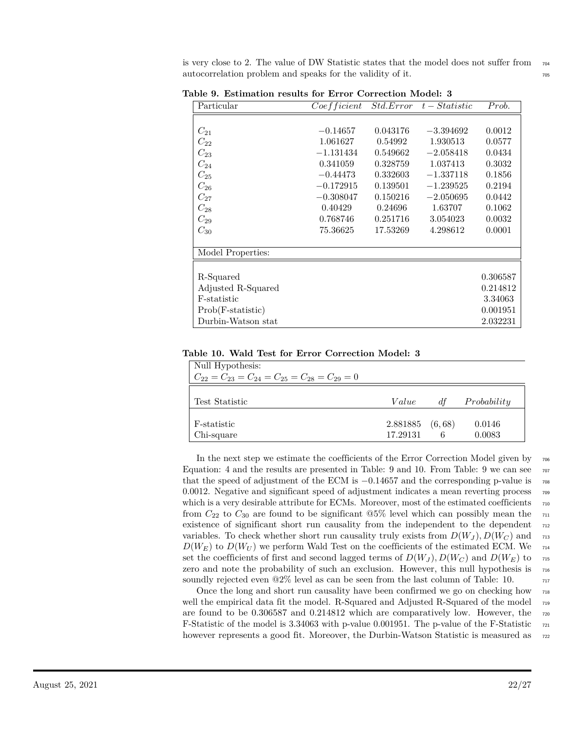is very close to 2. The value of DW Statistic states that the model does not suffer from autocorrelation problem and speaks for the validity of it.

**Table 9. Estimation results for Error Correction Model: 3**

| Particular | *Coefficient* | *Std.Error* | *t − Statistic* | *Prob.* |
|---|---|---|---|---|
| $C_{21}$ | $-0.14657$ | 0.043176 | $-3.394692$ | 0.0012 |
| $C_{22}$ | 1.061627 | 0.54992 | 1.930513 | 0.0577 |
| $C_{23}$ | $-1.131434$ | 0.549662 | $-2.058418$ | 0.0434 |
| $C_{24}$ | 0.341059 | 0.328759 | 1.037413 | 0.3032 |
| $C_{25}$ | $-0.44473$ | 0.332603 | $-1.337118$ | 0.1856 |
| $C_{26}$ | $-0.172915$ | 0.139501 | $-1.239525$ | 0.2194 |
| $C_{27}$ | $-0.308047$ | 0.150216 | $-2.050695$ | 0.0442 |
| $C_{28}$ | 0.40429 | 0.24696 | 1.63707 | 0.1062 |
| $C_{29}$ | 0.768746 | 0.251716 | 3.054023 | 0.0032 |
| $C_{30}$ | 75.36625 | 17.53269 | 4.298612 | 0.0001 |
| Model Properties: | | | | |
| R-Squared | | | | 0.306587 |
| Adjusted R-Squared | | | | 0.214812 |
| F-statistic | | | | 3.34063 |
| Prob(F-statistic) | | | | 0.001951 |
| Durbin-Watson stat | | | | 2.032231 |

**Table 10. Wald Test for Error Correction Model: 3**

Null Hypothesis: $C_{22} = C_{23} = C_{24} = C_{25} = C_{28} = C_{29} = 0$

| Test Statistic | *Value* | *df* | *Probability* |
|---|---|---|---|
| F-statistic | 2.881885 | (6, 68) | 0.0146 |
| Chi-square | 17.29131 | 6 | 0.0083 |

In the next step we estimate the coefficients of the Error Correction Model given by Equation: 4 and the results are presented in Table: 9 and 10. From Table: 9 we can see that the speed of adjustment of the ECM is $-0.14657$ and the corresponding p-value is 0.0012. Negative and significant speed of adjustment indicates a mean reverting process which is a very desirable attribute for ECMs. Moreover, most of the estimated coefficients from $C_{22}$ to $C_{30}$ are found to be significant @5% level which can possibly mean the existence of significant short run causality from the independent to the dependent variables. To check whether short run causality truly exists from $D(W_J), D(W_C)$ and $D(W_E)$ to $D(W_U)$ we perform Wald Test on the coefficients of the estimated ECM. We set the coefficients of first and second lagged terms of $D(W_J), D(W_C)$ and $D(W_E)$ to zero and note the probability of such an exclusion. However, this null hypothesis is soundly rejected even @2% level as can be seen from the last column of Table: 10.

Once the long and short run causality have been confirmed we go on checking how well the empirical data fit the model. R-Squared and Adjusted R-Squared of the model are found to be 0.306587 and 0.214812 which are comparatively low. However, the F-Statistic of the model is 3.34063 with p-value 0.001951. The p-value of the F-Statistic however represents a good fit. Moreover, the Durbin-Watson Statistic is measured as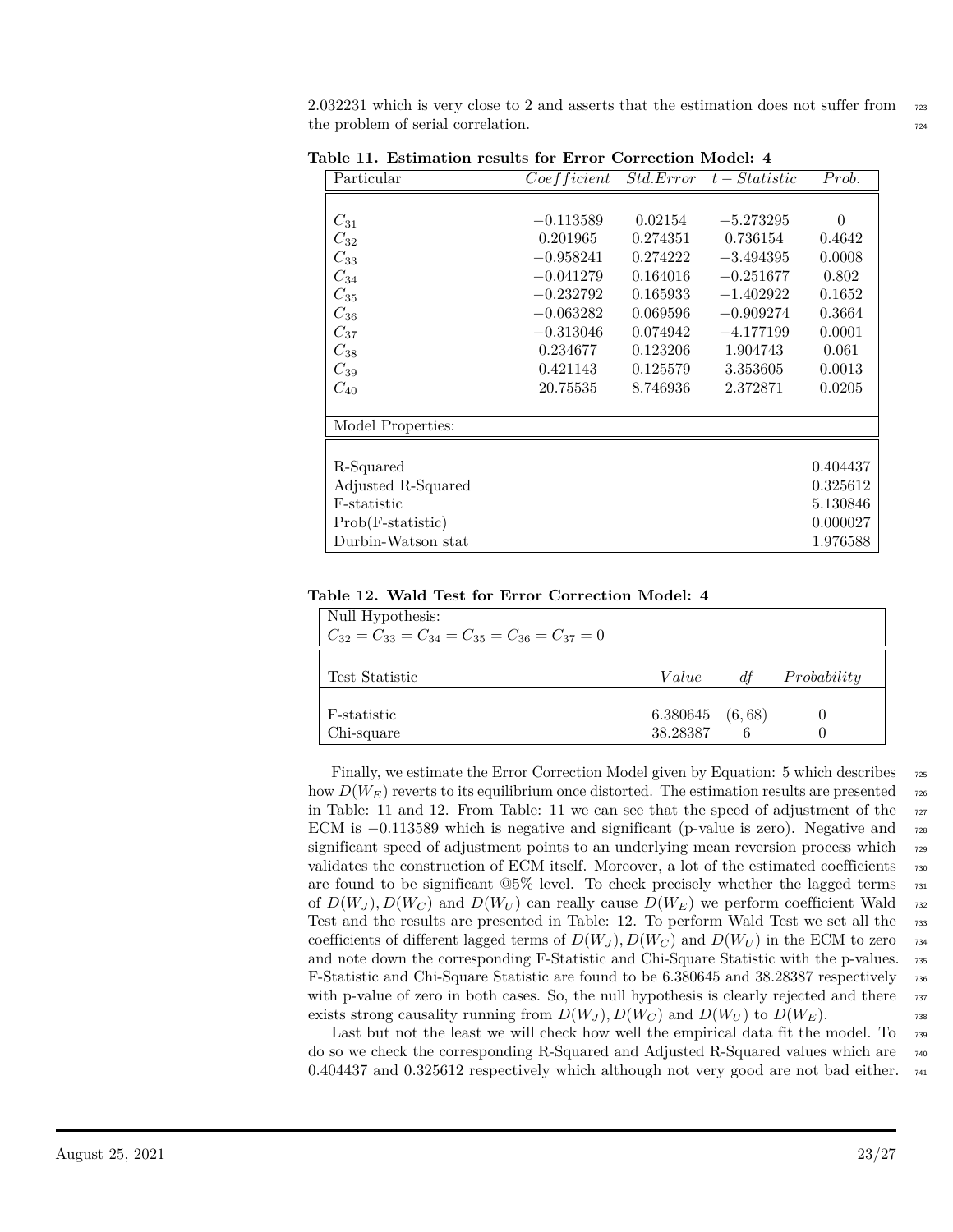2.032231 which is very close to 2 and asserts that the estimation does not suffer from the problem of serial correlation.

**Table 11. Estimation results for Error Correction Model: 4**

| Particular | *Coefficient* | *Std.Error* | *t − Statistic* | *Prob.* |
|---|---|---|---|---|
| $C_{31}$ | $-0.113589$ | 0.02154 | $-5.273295$ | 0 |
| $C_{32}$ | 0.201965 | 0.274351 | 0.736154 | 0.4642 |
| $C_{33}$ | $-0.958241$ | 0.274222 | $-3.494395$ | 0.0008 |
| $C_{34}$ | $-0.041279$ | 0.164016 | $-0.251677$ | 0.802 |
| $C_{35}$ | $-0.232792$ | 0.165933 | $-1.402922$ | 0.1652 |
| $C_{36}$ | $-0.063282$ | 0.069596 | $-0.909274$ | 0.3664 |
| $C_{37}$ | $-0.313046$ | 0.074942 | $-4.177199$ | 0.0001 |
| $C_{38}$ | 0.234677 | 0.123206 | 1.904743 | 0.061 |
| $C_{39}$ | 0.421143 | 0.125579 | 3.353605 | 0.0013 |
| $C_{40}$ | 20.75535 | 8.746936 | 2.372871 | 0.0205 |
| Model Properties: | | | | |
| R-Squared | | | | 0.404437 |
| Adjusted R-Squared | | | | 0.325612 |
| F-statistic | | | | 5.130846 |
| Prob(F-statistic) | | | | 0.000027 |
| Durbin-Watson stat | | | | 1.976588 |

**Table 12. Wald Test for Error Correction Model: 4**

| Null Hypothesis: $C_{32} = C_{33} = C_{34} = C_{35} = C_{36} = C_{37} = 0$ | | | |
|---|---|---|---|
| Test Statistic | *Value* | *df* | *Probability* |
| F-statistic | 6.380645 | (6, 68) | 0 |
| Chi-square | 38.28387 | 6 | 0 |

Finally, we estimate the Error Correction Model given by Equation: 5 which describes how $D(W_E)$ reverts to its equilibrium once distorted. The estimation results are presented in Table: 11 and 12. From Table: 11 we can see that the speed of adjustment of the ECM is $-0.113589$ which is negative and significant (p-value is zero). Negative and significant speed of adjustment points to an underlying mean reversion process which validates the construction of ECM itself. Moreover, a lot of the estimated coefficients are found to be significant @5% level. To check precisely whether the lagged terms of $D(W_J), D(W_C)$ and $D(W_U)$ can really cause $D(W_E)$ we perform coefficient Wald Test and the results are presented in Table: 12. To perform Wald Test we set all the coefficients of different lagged terms of $D(W_J), D(W_C)$ and $D(W_U)$ in the ECM to zero and note down the corresponding F-Statistic and Chi-Square Statistic with the p-values. F-Statistic and Chi-Square Statistic are found to be 6.380645 and 38.28387 respectively with p-value of zero in both cases. So, the null hypothesis is clearly rejected and there exists strong causality running from $D(W_J), D(W_C)$ and $D(W_U)$ to $D(W_E)$.

Last but not the least we will check how well the empirical data fit the model. To do so we check the corresponding R-Squared and Adjusted R-Squared values which are 0.404437 and 0.325612 respectively which although not very good are not bad either.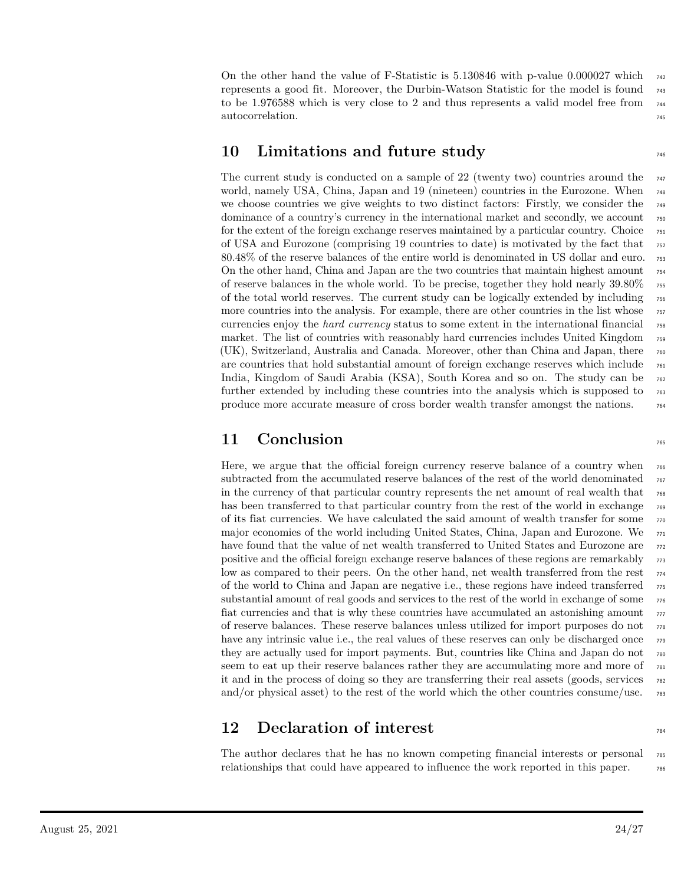On the other hand the value of F-Statistic is 5.130846 with p-value 0.000027 which represents a good fit. Moreover, the Durbin-Watson Statistic for the model is found to be 1.976588 which is very close to 2 and thus represents a valid model free from autocorrelation.

## 10 Limitations and future study

The current study is conducted on a sample of 22 (twenty two) countries around the world, namely USA, China, Japan and 19 (nineteen) countries in the Eurozone. When we choose countries we give weights to two distinct factors: Firstly, we consider the dominance of a country's currency in the international market and secondly, we account for the extent of the foreign exchange reserves maintained by a particular country. Choice of USA and Eurozone (comprising 19 countries to date) is motivated by the fact that 80.48% of the reserve balances of the entire world is denominated in US dollar and euro. On the other hand, China and Japan are the two countries that maintain highest amount of reserve balances in the whole world. To be precise, together they hold nearly 39.80% of the total world reserves. The current study can be logically extended by including more countries into the analysis. For example, there are other countries in the list whose currencies enjoy the *hard currency* status to some extent in the international financial market. The list of countries with reasonably hard currencies includes United Kingdom (UK), Switzerland, Australia and Canada. Moreover, other than China and Japan, there are countries that hold substantial amount of foreign exchange reserves which include India, Kingdom of Saudi Arabia (KSA), South Korea and so on. The study can be further extended by including these countries into the analysis which is supposed to produce more accurate measure of cross border wealth transfer amongst the nations.

## 11 Conclusion

Here, we argue that the official foreign currency reserve balance of a country when subtracted from the accumulated reserve balances of the rest of the world denominated in the currency of that particular country represents the net amount of real wealth that has been transferred to that particular country from the rest of the world in exchange of its fiat currencies. We have calculated the said amount of wealth transfer for some major economies of the world including United States, China, Japan and Eurozone. We have found that the value of net wealth transferred to United States and Eurozone are positive and the official foreign exchange reserve balances of these regions are remarkably low as compared to their peers. On the other hand, net wealth transferred from the rest of the world to China and Japan are negative i.e., these regions have indeed transferred substantial amount of real goods and services to the rest of the world in exchange of some fiat currencies and that is why these countries have accumulated an astonishing amount of reserve balances. These reserve balances unless utilized for import purposes do not have any intrinsic value i.e., the real values of these reserves can only be discharged once they are actually used for import payments. But, countries like China and Japan do not seem to eat up their reserve balances rather they are accumulating more and more of it and in the process of doing so they are transferring their real assets (goods, services and/or physical asset) to the rest of the world which the other countries consume/use.

## 12 Declaration of interest

The author declares that he has no known competing financial interests or personal relationships that could have appeared to influence the work reported in this paper.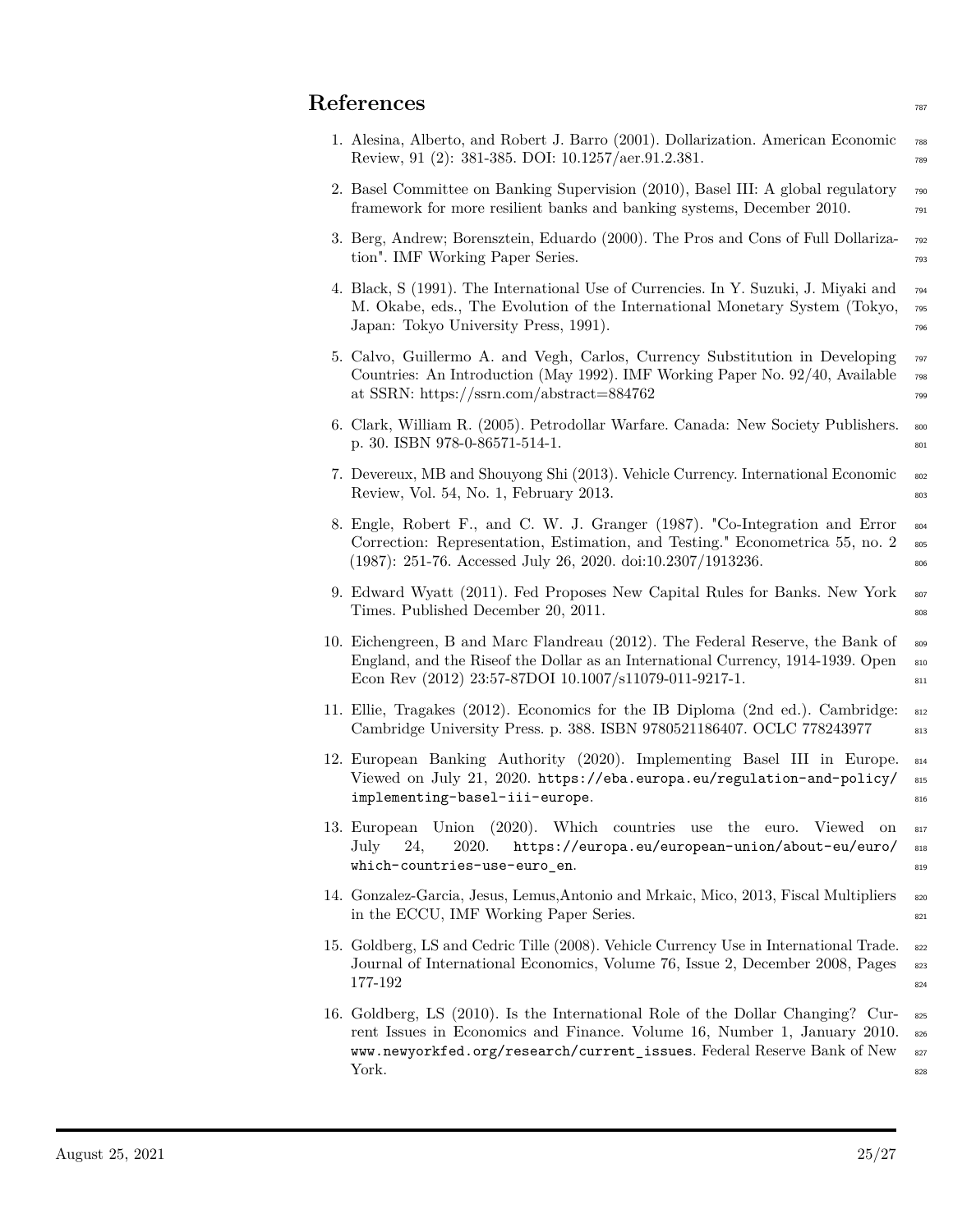## References

1. Alesina, Alberto, and Robert J. Barro (2001). Dollarization. American Economic Review, 91 (2): 381-385. DOI: 10.1257/aer.91.2.381.
2. Basel Committee on Banking Supervision (2010), Basel III: A global regulatory framework for more resilient banks and banking systems, December 2010.
3. Berg, Andrew; Borensztein, Eduardo (2000). The Pros and Cons of Full Dollarization". IMF Working Paper Series.
4. Black, S (1991). The International Use of Currencies. In Y. Suzuki, J. Miyaki and M. Okabe, eds., The Evolution of the International Monetary System (Tokyo, Japan: Tokyo University Press, 1991).
5. Calvo, Guillermo A. and Vegh, Carlos, Currency Substitution in Developing Countries: An Introduction (May 1992). IMF Working Paper No. 92/40, Available at SSRN: https://ssrn.com/abstract=884762
6. Clark, William R. (2005). Petrodollar Warfare. Canada: New Society Publishers. p. 30. ISBN 978-0-86571-514-1.
7. Devereux, MB and Shouyong Shi (2013). Vehicle Currency. International Economic Review, Vol. 54, No. 1, February 2013.
8. Engle, Robert F., and C. W. J. Granger (1987). "Co-Integration and Error Correction: Representation, Estimation, and Testing." Econometrica 55, no. 2 (1987): 251-76. Accessed July 26, 2020. doi:10.2307/1913236.
9. Edward Wyatt (2011). Fed Proposes New Capital Rules for Banks. New York Times. Published December 20, 2011.
10. Eichengreen, B and Marc Flandreau (2012). The Federal Reserve, the Bank of England, and the Riseof the Dollar as an International Currency, 1914-1939. Open Econ Rev (2012) 23:57-87DOI 10.1007/s11079-011-9217-1.
11. Ellie, Tragakes (2012). Economics for the IB Diploma (2nd ed.). Cambridge: Cambridge University Press. p. 388. ISBN 9780521186407. OCLC 778243977
12. European Banking Authority (2020). Implementing Basel III in Europe. Viewed on July 21, 2020. https://eba.europa.eu/regulation-and-policy/implementing-basel-iii-europe.
13. European Union (2020). Which countries use the euro. Viewed on July 24, 2020. https://europa.eu/european-union/about-eu/euro/which-countries-use-euro_en.
14. Gonzalez-Garcia, Jesus, Lemus,Antonio and Mrkaic, Mico, 2013, Fiscal Multipliers in the ECCU, IMF Working Paper Series.
15. Goldberg, LS and Cedric Tille (2008). Vehicle Currency Use in International Trade. Journal of International Economics, Volume 76, Issue 2, December 2008, Pages 177-192
16. Goldberg, LS (2010). Is the International Role of the Dollar Changing? Current Issues in Economics and Finance. Volume 16, Number 1, January 2010. www.newyorkfed.org/research/current_issues. Federal Reserve Bank of New York.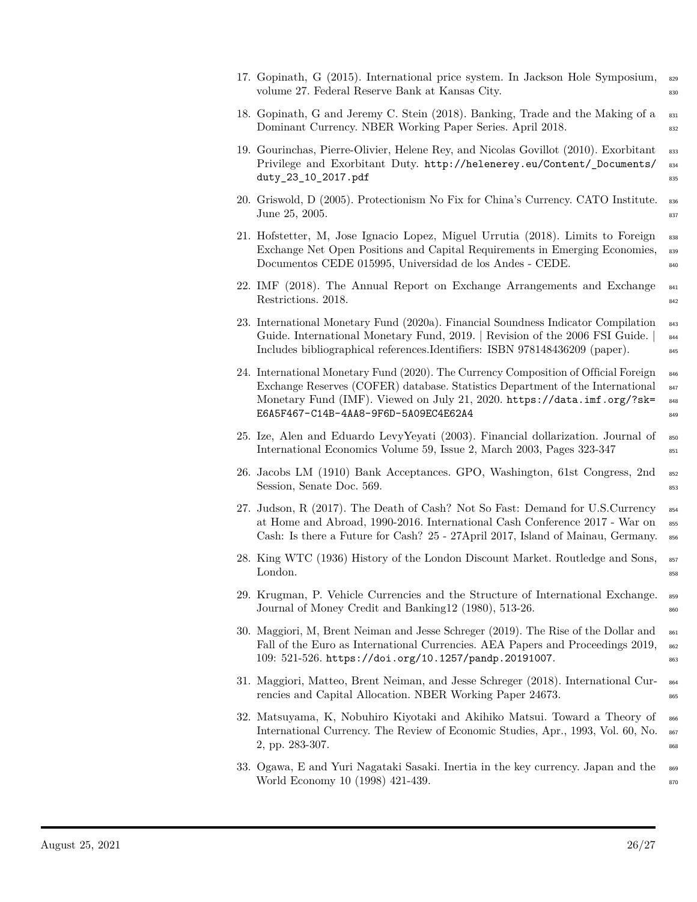17. Gopinath, G (2015). International price system. In Jackson Hole Symposium, volume 27. Federal Reserve Bank at Kansas City.

18. Gopinath, G and Jeremy C. Stein (2018). Banking, Trade and the Making of a Dominant Currency. NBER Working Paper Series. April 2018.

19. Gourinchas, Pierre-Olivier, Helene Rey, and Nicolas Govillot (2010). Exorbitant Privilege and Exorbitant Duty. http://helenerey.eu/Content/_Documents/duty_23_10_2017.pdf

20. Griswold, D (2005). Protectionism No Fix for China's Currency. CATO Institute. June 25, 2005.

21. Hofstetter, M, Jose Ignacio Lopez, Miguel Urrutia (2018). Limits to Foreign Exchange Net Open Positions and Capital Requirements in Emerging Economies, Documentos CEDE 015995, Universidad de los Andes - CEDE.

22. IMF (2018). The Annual Report on Exchange Arrangements and Exchange Restrictions. 2018.

23. International Monetary Fund (2020a). Financial Soundness Indicator Compilation Guide. International Monetary Fund, 2019. | Revision of the 2006 FSI Guide. | Includes bibliographical references.Identifiers: ISBN 978148436209 (paper).

24. International Monetary Fund (2020). The Currency Composition of Official Foreign Exchange Reserves (COFER) database. Statistics Department of the International Monetary Fund (IMF). Viewed on July 21, 2020. https://data.imf.org/?sk=E6A5F467-C14B-4AA8-9F6D-5A09EC4E62A4

25. Ize, Alen and Eduardo LevyYeyati (2003). Financial dollarization. Journal of International Economics Volume 59, Issue 2, March 2003, Pages 323-347

26. Jacobs LM (1910) Bank Acceptances. GPO, Washington, 61st Congress, 2nd Session, Senate Doc. 569.

27. Judson, R (2017). The Death of Cash? Not So Fast: Demand for U.S.Currency at Home and Abroad, 1990-2016. International Cash Conference 2017 - War on Cash: Is there a Future for Cash? 25 - 27April 2017, Island of Mainau, Germany.

28. King WTC (1936) History of the London Discount Market. Routledge and Sons, London.

29. Krugman, P. Vehicle Currencies and the Structure of International Exchange. Journal of Money Credit and Banking12 (1980), 513-26.

30. Maggiori, M, Brent Neiman and Jesse Schreger (2019). The Rise of the Dollar and Fall of the Euro as International Currencies. AEA Papers and Proceedings 2019, 109: 521-526. https://doi.org/10.1257/pandp.20191007.

31. Maggiori, Matteo, Brent Neiman, and Jesse Schreger (2018). International Currencies and Capital Allocation. NBER Working Paper 24673.

32. Matsuyama, K, Nobuhiro Kiyotaki and Akihiko Matsui. Toward a Theory of International Currency. The Review of Economic Studies, Apr., 1993, Vol. 60, No. 2, pp. 283-307.

33. Ogawa, E and Yuri Nagataki Sasaki. Inertia in the key currency. Japan and the World Economy 10 (1998) 421-439.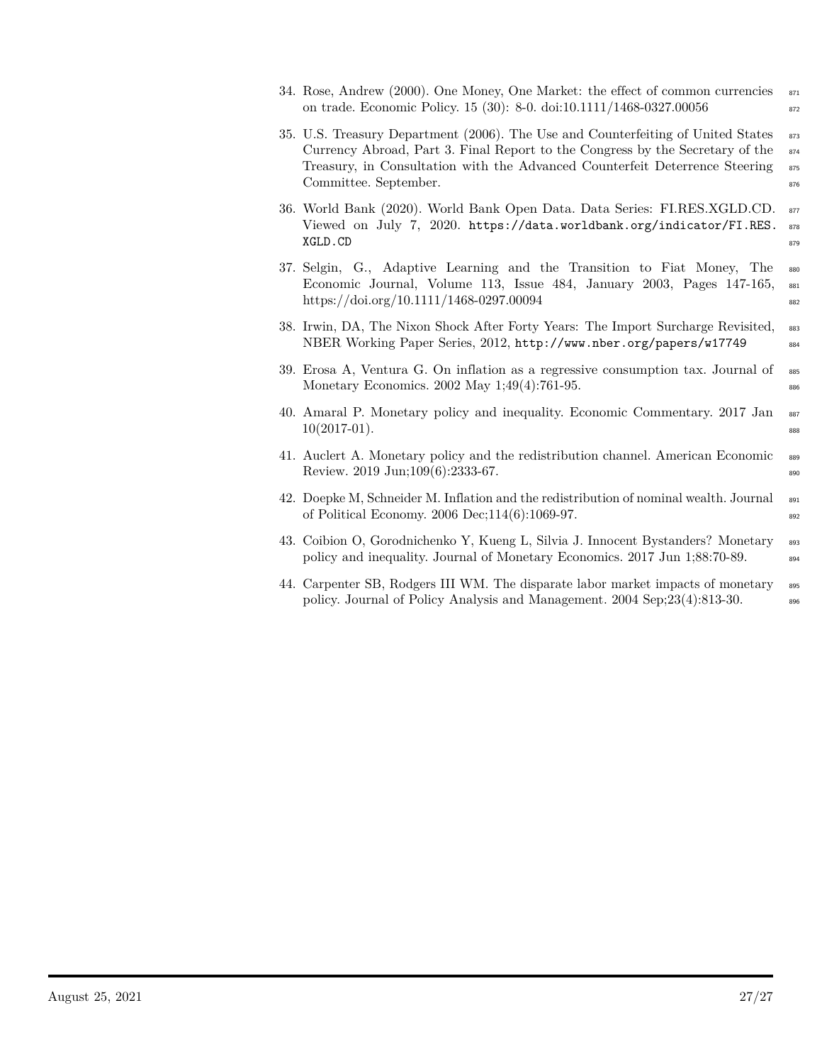34. Rose, Andrew (2000). One Money, One Market: the effect of common currencies on trade. Economic Policy. 15 (30): 8-0. doi:10.1111/1468-0327.00056

35. U.S. Treasury Department (2006). The Use and Counterfeiting of United States Currency Abroad, Part 3. Final Report to the Congress by the Secretary of the Treasury, in Consultation with the Advanced Counterfeit Deterrence Steering Committee. September.

36. World Bank (2020). World Bank Open Data. Data Series: FI.RES.XGLD.CD. Viewed on July 7, 2020. https://data.worldbank.org/indicator/FI.RES.XGLD.CD

37. Selgin, G., Adaptive Learning and the Transition to Fiat Money, The Economic Journal, Volume 113, Issue 484, January 2003, Pages 147-165, https://doi.org/10.1111/1468-0297.00094

38. Irwin, DA, The Nixon Shock After Forty Years: The Import Surcharge Revisited, NBER Working Paper Series, 2012, http://www.nber.org/papers/w17749

39. Erosa A, Ventura G. On inflation as a regressive consumption tax. Journal of Monetary Economics. 2002 May 1;49(4):761-95.

40. Amaral P. Monetary policy and inequality. Economic Commentary. 2017 Jan 10(2017-01).

41. Auclert A. Monetary policy and the redistribution channel. American Economic Review. 2019 Jun;109(6):2333-67.

42. Doepke M, Schneider M. Inflation and the redistribution of nominal wealth. Journal of Political Economy. 2006 Dec;114(6):1069-97.

43. Coibion O, Gorodnichenko Y, Kueng L, Silvia J. Innocent Bystanders? Monetary policy and inequality. Journal of Monetary Economics. 2017 Jun 1;88:70-89.

44. Carpenter SB, Rodgers III WM. The disparate labor market impacts of monetary policy. Journal of Policy Analysis and Management. 2004 Sep;23(4):813-30.